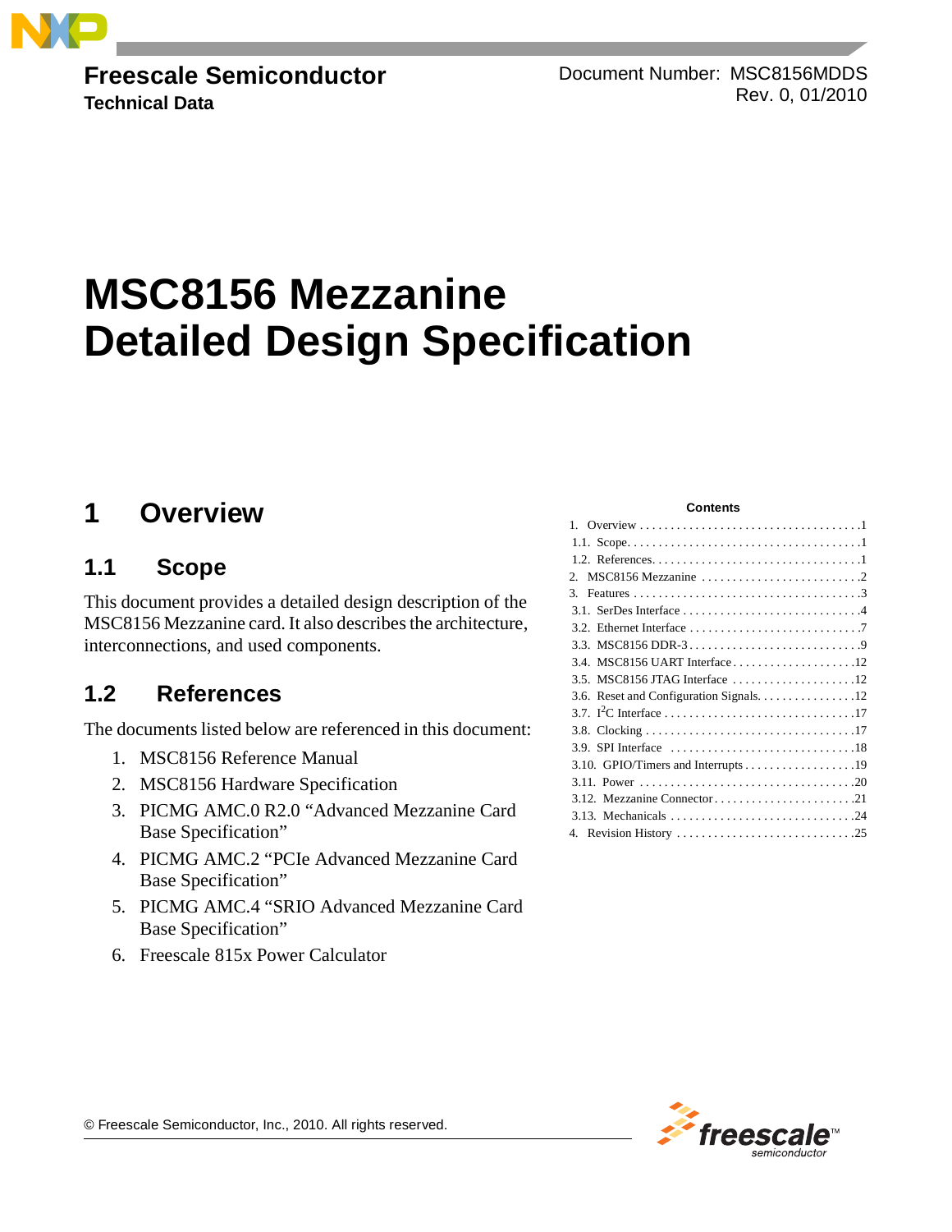Freescale Semiconductor
**Technical Data**

Document Number: MSC8156MDDS
Rev. 0, 01/2010

# MSC8156 Mezzanine Detailed Design Specification

**Contents**

1. Overview . . . . . . . . . . . . 1
   1.1. Scope . . . . . . . . . . . . 1
   1.2. References . . . . . . . . . . . . 1
2. MSC8156 Mezzanine . . . . . . . . . . . . 2
3. Features . . . . . . . . . . . . 3
   3.1. SerDes Interface . . . . . . . . . . . . 4
   3.2. Ethernet Interface . . . . . . . . . . . . 7
   3.3. MSC8156 DDR-3 . . . . . . . . . . . . 9
   3.4. MSC8156 UART Interface . . . . . . . . . . . . 12
   3.5. MSC8156 JTAG Interface . . . . . . . . . . . . 12
   3.6. Reset and Configuration Signals . . . . . . . . . . . . 12
   3.7. I$^2$C Interface . . . . . . . . . . . . 17
   3.8. Clocking . . . . . . . . . . . . 17
   3.9. SPI Interface . . . . . . . . . . . . 18
   3.10. GPIO/Timers and Interrupts . . . . . . . . . . . . 19
   3.11. Power . . . . . . . . . . . . 20
   3.12. Mezzanine Connector . . . . . . . . . . . . 21
   3.13. Mechanicals . . . . . . . . . . . . 24
4. Revision History . . . . . . . . . . . . 25

## 1 Overview

### 1.1 Scope

This document provides a detailed design description of the MSC8156 Mezzanine card. It also describes the architecture, interconnections, and used components.

### 1.2 References

The documents listed below are referenced in this document:

1. MSC8156 Reference Manual
2. MSC8156 Hardware Specification
3. PICMG AMC.0 R2.0 “Advanced Mezzanine Card Base Specification”
4. PICMG AMC.2 “PCIe Advanced Mezzanine Card Base Specification”
5. PICMG AMC.4 “SRIO Advanced Mezzanine Card Base Specification”
6. Freescale 815x Power Calculator

© Freescale Semiconductor, Inc., 2010. All rights reserved.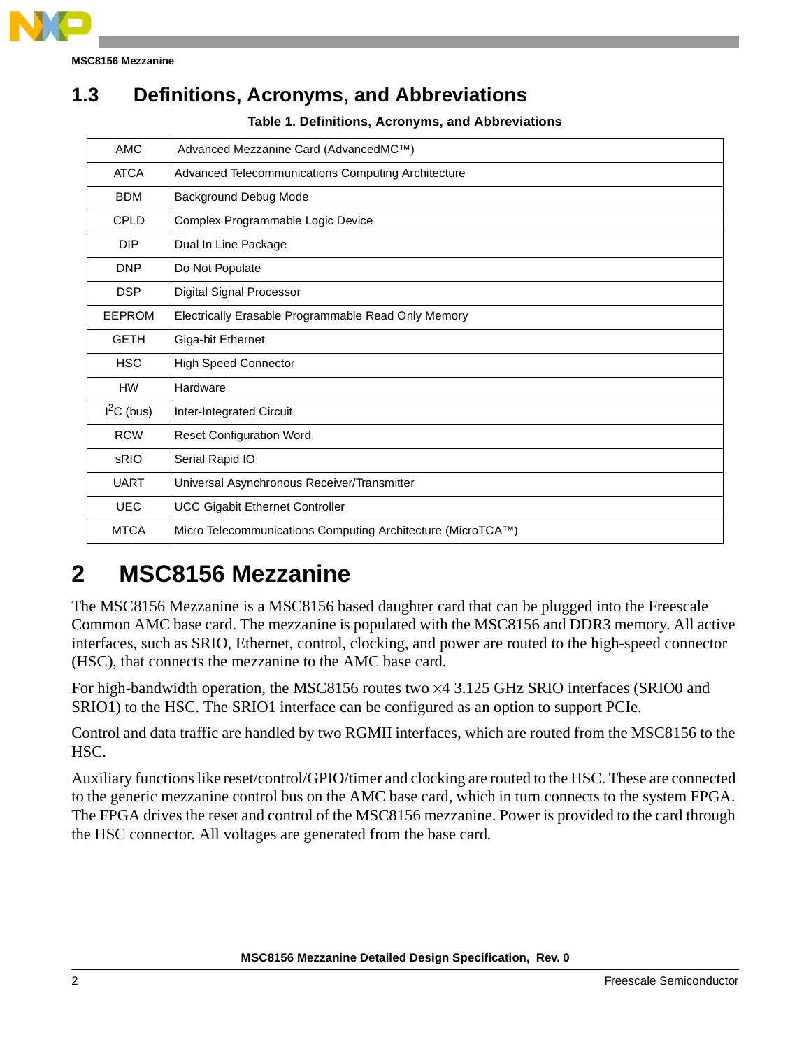## 1.3 Definitions, Acronyms, and Abbreviations

**Table 1. Definitions, Acronyms, and Abbreviations**

| | |
|---|---|
| AMC | Advanced Mezzanine Card (AdvancedMC™) |
| ATCA | Advanced Telecommunications Computing Architecture |
| BDM | Background Debug Mode |
| CPLD | Complex Programmable Logic Device |
| DIP | Dual In Line Package |
| DNP | Do Not Populate |
| DSP | Digital Signal Processor |
| EEPROM | Electrically Erasable Programmable Read Only Memory |
| GETH | Giga-bit Ethernet |
| HSC | High Speed Connector |
| HW | Hardware |
| $I^2C$ (bus) | Inter-Integrated Circuit |
| RCW | Reset Configuration Word |
| sRIO | Serial Rapid IO |
| UART | Universal Asynchronous Receiver/Transmitter |
| UEC | UCC Gigabit Ethernet Controller |
| MTCA | Micro Telecommunications Computing Architecture (MicroTCA™) |

# 2 MSC8156 Mezzanine

The MSC8156 Mezzanine is a MSC8156 based daughter card that can be plugged into the Freescale Common AMC base card. The mezzanine is populated with the MSC8156 and DDR3 memory. All active interfaces, such as SRIO, Ethernet, control, clocking, and power are routed to the high-speed connector (HSC), that connects the mezzanine to the AMC base card.

For high-bandwidth operation, the MSC8156 routes two ×4 3.125 GHz SRIO interfaces (SRIO0 and SRIO1) to the HSC. The SRIO1 interface can be configured as an option to support PCIe.

Control and data traffic are handled by two RGMII interfaces, which are routed from the MSC8156 to the HSC.

Auxiliary functions like reset/control/GPIO/timer and clocking are routed to the HSC. These are connected to the generic mezzanine control bus on the AMC base card, which in turn connects to the system FPGA. The FPGA drives the reset and control of the MSC8156 mezzanine. Power is provided to the card through the HSC connector. All voltages are generated from the base card.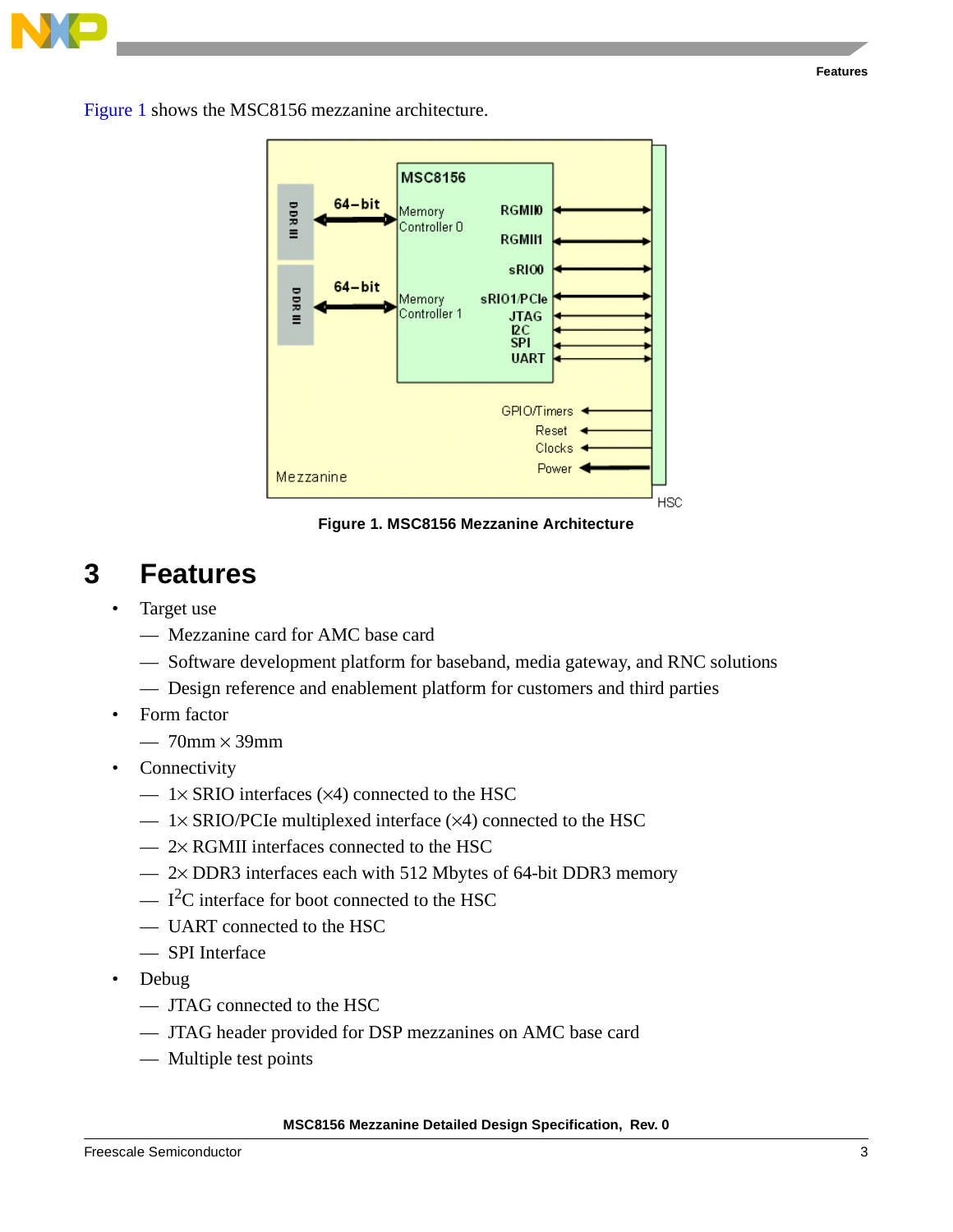Figure 1 shows the MSC8156 mezzanine architecture.

Figure 1. MSC8156 Mezzanine Architecture

# 3 Features

- Target use
  - Mezzanine card for AMC base card
  - Software development platform for baseband, media gateway, and RNC solutions
  - Design reference and enablement platform for customers and third parties
- Form factor
  - 70mm × 39mm
- Connectivity
  - 1× SRIO interfaces (×4) connected to the HSC
  - 1× SRIO/PCIe multiplexed interface (×4) connected to the HSC
  - 2× RGMII interfaces connected to the HSC
  - 2× DDR3 interfaces each with 512 Mbytes of 64-bit DDR3 memory
  - $I^2C$ interface for boot connected to the HSC
  - UART connected to the HSC
  - SPI Interface
- Debug
  - JTAG connected to the HSC
  - JTAG header provided for DSP mezzanines on AMC base card
  - Multiple test points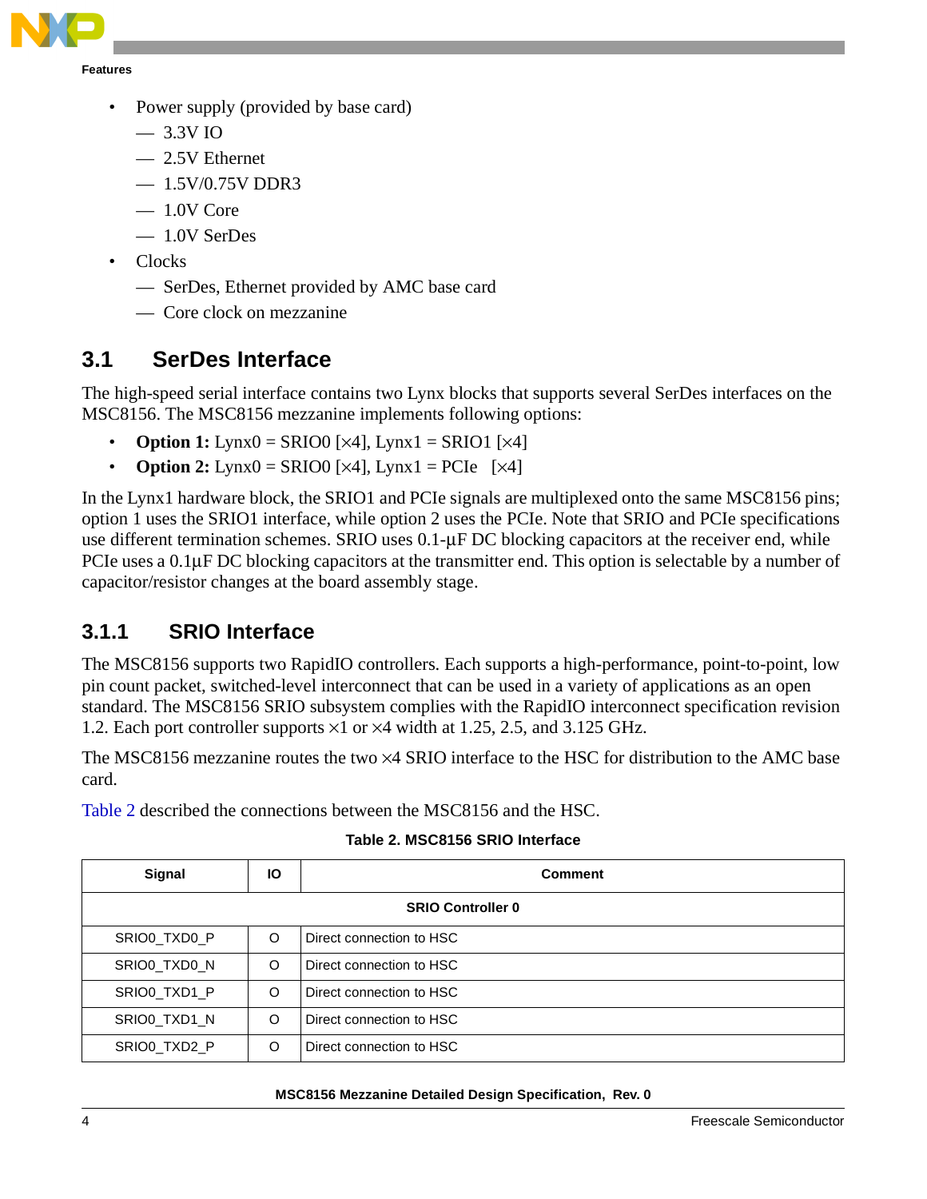- Power supply (provided by base card)
  - — 3.3V IO
  - — 2.5V Ethernet
  - — 1.5V/0.75V DDR3
  - — 1.0V Core
  - — 1.0V SerDes
- Clocks
  - — SerDes, Ethernet provided by AMC base card
  - — Core clock on mezzanine

## 3.1 SerDes Interface

The high-speed serial interface contains two Lynx blocks that supports several SerDes interfaces on the MSC8156. The MSC8156 mezzanine implements following options:

- **Option 1:** Lynx0 = SRIO0 [×4], Lynx1 = SRIO1 [×4]
- **Option 2:** Lynx0 = SRIO0 [×4], Lynx1 = PCIe [×4]

In the Lynx1 hardware block, the SRIO1 and PCIe signals are multiplexed onto the same MSC8156 pins; option 1 uses the SRIO1 interface, while option 2 uses the PCIe. Note that SRIO and PCIe specifications use different termination schemes. SRIO uses 0.1-µF DC blocking capacitors at the receiver end, while PCIe uses a 0.1µF DC blocking capacitors at the transmitter end. This option is selectable by a number of capacitor/resistor changes at the board assembly stage.

### 3.1.1 SRIO Interface

The MSC8156 supports two RapidIO controllers. Each supports a high-performance, point-to-point, low pin count packet, switched-level interconnect that can be used in a variety of applications as an open standard. The MSC8156 SRIO subsystem complies with the RapidIO interconnect specification revision 1.2. Each port controller supports ×1 or ×4 width at 1.25, 2.5, and 3.125 GHz.

The MSC8156 mezzanine routes the two ×4 SRIO interface to the HSC for distribution to the AMC base card.

Table 2 described the connections between the MSC8156 and the HSC.

**Table 2. MSC8156 SRIO Interface**

| Signal | IO | Comment |
|---|---|---|
| **SRIO Controller 0** | | |
| SRIO0_TXD0_P | O | Direct connection to HSC |
| SRIO0_TXD0_N | O | Direct connection to HSC |
| SRIO0_TXD1_P | O | Direct connection to HSC |
| SRIO0_TXD1_N | O | Direct connection to HSC |
| SRIO0_TXD2_P | O | Direct connection to HSC |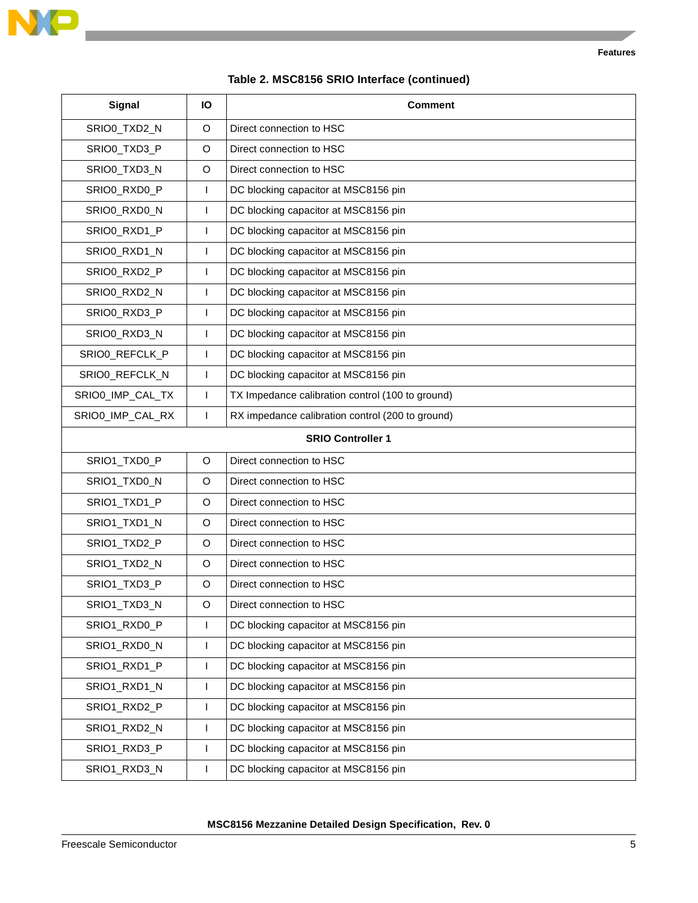**Table 2. MSC8156 SRIO Interface (continued)**

| Signal | IO | Comment |
|---|---|---|
| SRIO0_TXD2_N | O | Direct connection to HSC |
| SRIO0_TXD3_P | O | Direct connection to HSC |
| SRIO0_TXD3_N | O | Direct connection to HSC |
| SRIO0_RXD0_P | I | DC blocking capacitor at MSC8156 pin |
| SRIO0_RXD0_N | I | DC blocking capacitor at MSC8156 pin |
| SRIO0_RXD1_P | I | DC blocking capacitor at MSC8156 pin |
| SRIO0_RXD1_N | I | DC blocking capacitor at MSC8156 pin |
| SRIO0_RXD2_P | I | DC blocking capacitor at MSC8156 pin |
| SRIO0_RXD2_N | I | DC blocking capacitor at MSC8156 pin |
| SRIO0_RXD3_P | I | DC blocking capacitor at MSC8156 pin |
| SRIO0_RXD3_N | I | DC blocking capacitor at MSC8156 pin |
| SRIO0_REFCLK_P | I | DC blocking capacitor at MSC8156 pin |
| SRIO0_REFCLK_N | I | DC blocking capacitor at MSC8156 pin |
| SRIO0_IMP_CAL_TX | I | TX Impedance calibration control (100 to ground) |
| SRIO0_IMP_CAL_RX | I | RX impedance calibration control (200 to ground) |
| **SRIO Controller 1** | | |
| SRIO1_TXD0_P | O | Direct connection to HSC |
| SRIO1_TXD0_N | O | Direct connection to HSC |
| SRIO1_TXD1_P | O | Direct connection to HSC |
| SRIO1_TXD1_N | O | Direct connection to HSC |
| SRIO1_TXD2_P | O | Direct connection to HSC |
| SRIO1_TXD2_N | O | Direct connection to HSC |
| SRIO1_TXD3_P | O | Direct connection to HSC |
| SRIO1_TXD3_N | O | Direct connection to HSC |
| SRIO1_RXD0_P | I | DC blocking capacitor at MSC8156 pin |
| SRIO1_RXD0_N | I | DC blocking capacitor at MSC8156 pin |
| SRIO1_RXD1_P | I | DC blocking capacitor at MSC8156 pin |
| SRIO1_RXD1_N | I | DC blocking capacitor at MSC8156 pin |
| SRIO1_RXD2_P | I | DC blocking capacitor at MSC8156 pin |
| SRIO1_RXD2_N | I | DC blocking capacitor at MSC8156 pin |
| SRIO1_RXD3_P | I | DC blocking capacitor at MSC8156 pin |
| SRIO1_RXD3_N | I | DC blocking capacitor at MSC8156 pin |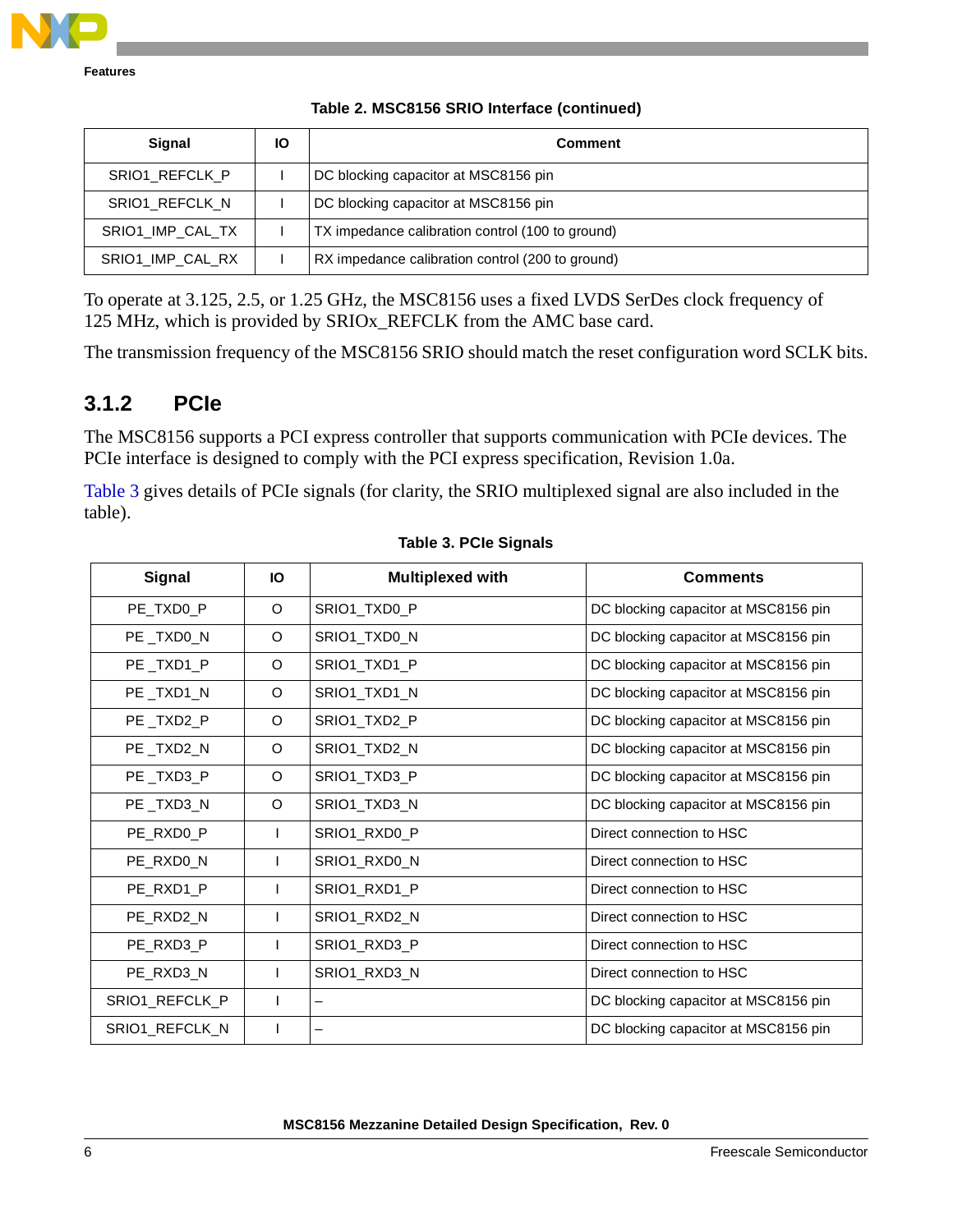Table 2. MSC8156 SRIO Interface (continued)

| Signal | IO | Comment |
|---|---|---|
| SRIO1_REFCLK_P | I | DC blocking capacitor at MSC8156 pin |
| SRIO1_REFCLK_N | I | DC blocking capacitor at MSC8156 pin |
| SRIO1_IMP_CAL_TX | I | TX impedance calibration control (100 to ground) |
| SRIO1_IMP_CAL_RX | I | RX impedance calibration control (200 to ground) |

To operate at 3.125, 2.5, or 1.25 GHz, the MSC8156 uses a fixed LVDS SerDes clock frequency of 125 MHz, which is provided by SRIOx_REFCLK from the AMC base card.

The transmission frequency of the MSC8156 SRIO should match the reset configuration word SCLK bits.

### 3.1.2 PCIe

The MSC8156 supports a PCI express controller that supports communication with PCIe devices. The PCIe interface is designed to comply with the PCI express specification, Revision 1.0a.

Table 3 gives details of PCIe signals (for clarity, the SRIO multiplexed signal are also included in the table).

Table 3. PCIe Signals

| Signal | IO | Multiplexed with | Comments |
|---|---|---|---|
| PE_TXD0_P | O | SRIO1_TXD0_P | DC blocking capacitor at MSC8156 pin |
| PE _TXD0_N | O | SRIO1_TXD0_N | DC blocking capacitor at MSC8156 pin |
| PE _TXD1_P | O | SRIO1_TXD1_P | DC blocking capacitor at MSC8156 pin |
| PE _TXD1_N | O | SRIO1_TXD1_N | DC blocking capacitor at MSC8156 pin |
| PE _TXD2_P | O | SRIO1_TXD2_P | DC blocking capacitor at MSC8156 pin |
| PE _TXD2_N | O | SRIO1_TXD2_N | DC blocking capacitor at MSC8156 pin |
| PE _TXD3_P | O | SRIO1_TXD3_P | DC blocking capacitor at MSC8156 pin |
| PE _TXD3_N | O | SRIO1_TXD3_N | DC blocking capacitor at MSC8156 pin |
| PE_RXD0_P | I | SRIO1_RXD0_P | Direct connection to HSC |
| PE_RXD0_N | I | SRIO1_RXD0_N | Direct connection to HSC |
| PE_RXD1_P | I | SRIO1_RXD1_P | Direct connection to HSC |
| PE_RXD2_N | I | SRIO1_RXD2_N | Direct connection to HSC |
| PE_RXD3_P | I | SRIO1_RXD3_P | Direct connection to HSC |
| PE_RXD3_N | I | SRIO1_RXD3_N | Direct connection to HSC |
| SRIO1_REFCLK_P | I | – | DC blocking capacitor at MSC8156 pin |
| SRIO1_REFCLK_N | I | – | DC blocking capacitor at MSC8156 pin |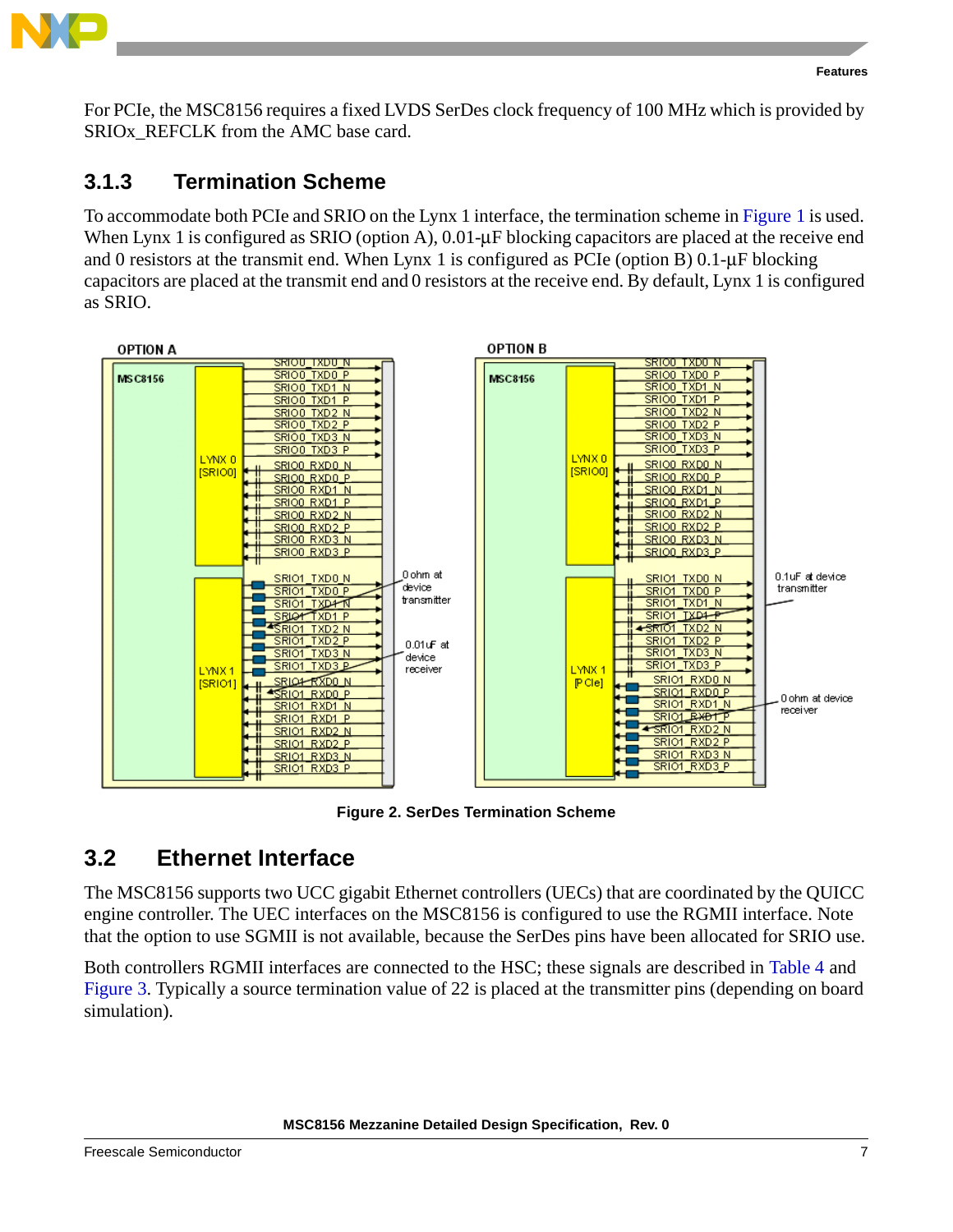For PCIe, the MSC8156 requires a fixed LVDS SerDes clock frequency of 100 MHz which is provided by SRIOx_REFCLK from the AMC base card.

### 3.1.3 Termination Scheme

To accommodate both PCIe and SRIO on the Lynx 1 interface, the termination scheme in Figure 1 is used. When Lynx 1 is configured as SRIO (option A), 0.01-µF blocking capacitors are placed at the receive end and 0 resistors at the transmit end. When Lynx 1 is configured as PCIe (option B) 0.1-µF blocking capacitors are placed at the transmit end and 0 resistors at the receive end. By default, Lynx 1 is configured as SRIO.

**Figure 2. SerDes Termination Scheme**

## 3.2 Ethernet Interface

The MSC8156 supports two UCC gigabit Ethernet controllers (UECs) that are coordinated by the QUICC engine controller. The UEC interfaces on the MSC8156 is configured to use the RGMII interface. Note that the option to use SGMII is not available, because the SerDes pins have been allocated for SRIO use.

Both controllers RGMII interfaces are connected to the HSC; these signals are described in Table 4 and Figure 3. Typically a source termination value of 22 is placed at the transmitter pins (depending on board simulation).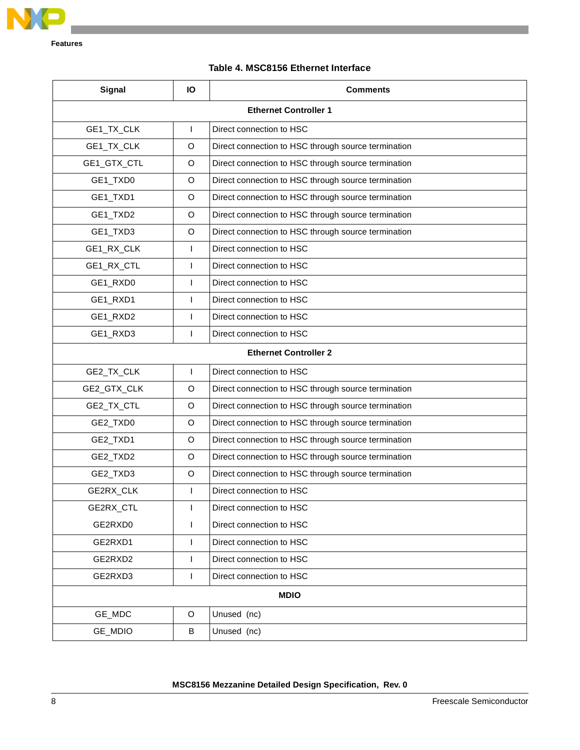**Table 4. MSC8156 Ethernet Interface**

| Signal | IO | Comments |
|---|---|---|
| **Ethernet Controller 1** | | |
| GE1_TX_CLK | I | Direct connection to HSC |
| GE1_TX_CLK | O | Direct connection to HSC through source termination |
| GE1_GTX_CTL | O | Direct connection to HSC through source termination |
| GE1_TXD0 | O | Direct connection to HSC through source termination |
| GE1_TXD1 | O | Direct connection to HSC through source termination |
| GE1_TXD2 | O | Direct connection to HSC through source termination |
| GE1_TXD3 | O | Direct connection to HSC through source termination |
| GE1_RX_CLK | I | Direct connection to HSC |
| GE1_RX_CTL | I | Direct connection to HSC |
| GE1_RXD0 | I | Direct connection to HSC |
| GE1_RXD1 | I | Direct connection to HSC |
| GE1_RXD2 | I | Direct connection to HSC |
| GE1_RXD3 | I | Direct connection to HSC |
| **Ethernet Controller 2** | | |
| GE2_TX_CLK | I | Direct connection to HSC |
| GE2_GTX_CLK | O | Direct connection to HSC through source termination |
| GE2_TX_CTL | O | Direct connection to HSC through source termination |
| GE2_TXD0 | O | Direct connection to HSC through source termination |
| GE2_TXD1 | O | Direct connection to HSC through source termination |
| GE2_TXD2 | O | Direct connection to HSC through source termination |
| GE2_TXD3 | O | Direct connection to HSC through source termination |
| GE2RX_CLK | I | Direct connection to HSC |
| GE2RX_CTL | I | Direct connection to HSC |
| GE2RXD0 | I | Direct connection to HSC |
| GE2RXD1 | I | Direct connection to HSC |
| GE2RXD2 | I | Direct connection to HSC |
| GE2RXD3 | I | Direct connection to HSC |
| **MDIO** | | |
| GE_MDC | O | Unused (nc) |
| GE_MDIO | B | Unused (nc) |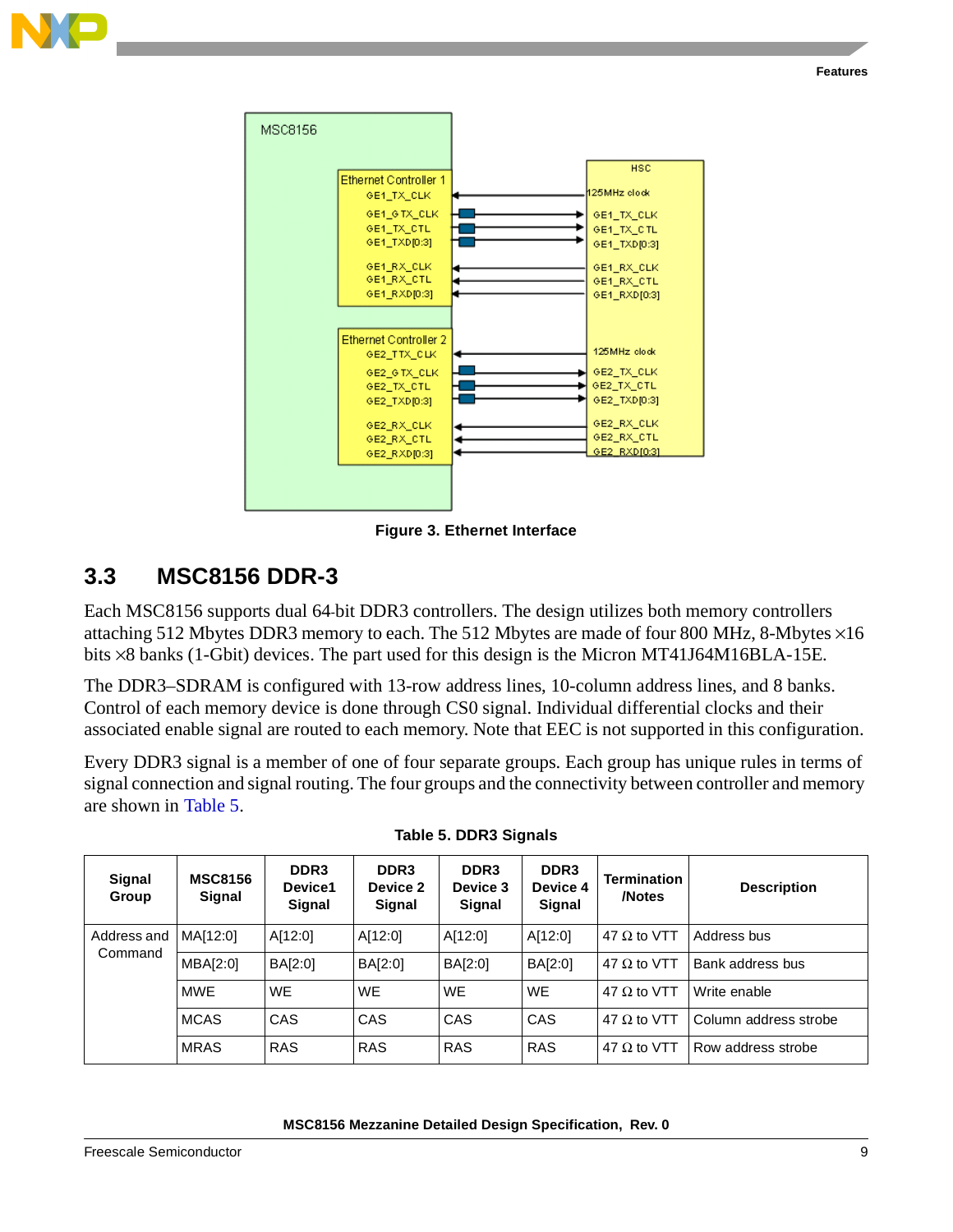Figure 3. Ethernet Interface

## 3.3 MSC8156 DDR-3

Each MSC8156 supports dual 64-bit DDR3 controllers. The design utilizes both memory controllers attaching 512 Mbytes DDR3 memory to each. The 512 Mbytes are made of four 800 MHz, 8-Mbytes ×16 bits ×8 banks (1-Gbit) devices. The part used for this design is the Micron MT41J64M16BLA-15E.

The DDR3–SDRAM is configured with 13-row address lines, 10-column address lines, and 8 banks. Control of each memory device is done through CS0 signal. Individual differential clocks and their associated enable signal are routed to each memory. Note that EEC is not supported in this configuration.

Every DDR3 signal is a member of one of four separate groups. Each group has unique rules in terms of signal connection and signal routing. The four groups and the connectivity between controller and memory are shown in Table 5.

**Table 5. DDR3 Signals**

| Signal Group | MSC8156 Signal | DDR3 Device1 Signal | DDR3 Device 2 Signal | DDR3 Device 3 Signal | DDR3 Device 4 Signal | Termination /Notes | Description |
|---|---|---|---|---|---|---|---|
| Address and Command | MA[12:0] | A[12:0] | A[12:0] | A[12:0] | A[12:0] | 47 Ω to VTT | Address bus |
| | MBA[2:0] | BA[2:0] | BA[2:0] | BA[2:0] | BA[2:0] | 47 Ω to VTT | Bank address bus |
| | MWE | WE | WE | WE | WE | 47 Ω to VTT | Write enable |
| | MCAS | CAS | CAS | CAS | CAS | 47 Ω to VTT | Column address strobe |
| | MRAS | RAS | RAS | RAS | RAS | 47 Ω to VTT | Row address strobe |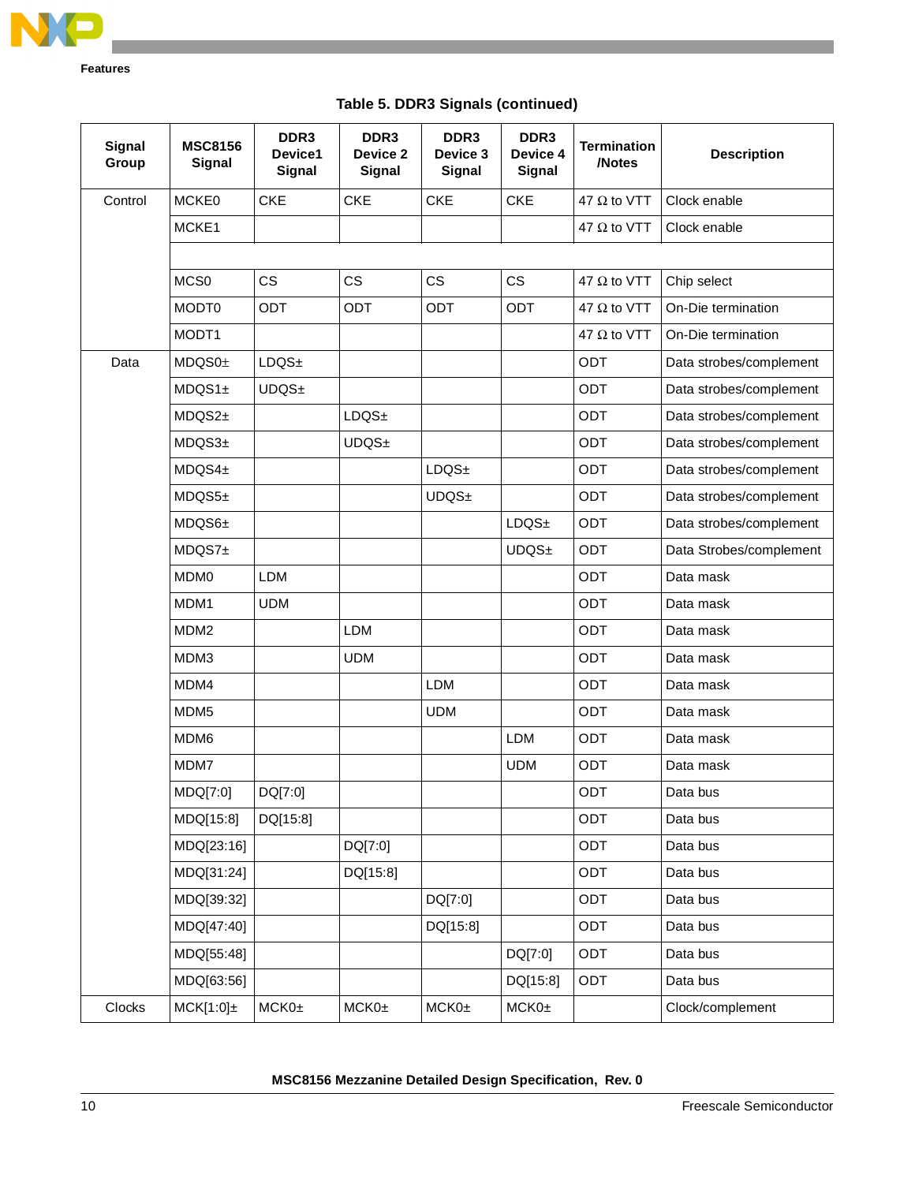**Table 5. DDR3 Signals (continued)**

| Signal Group | MSC8156 Signal | DDR3 Device1 Signal | DDR3 Device 2 Signal | DDR3 Device 3 Signal | DDR3 Device 4 Signal | Termination /Notes | Description |
|---|---|---|---|---|---|---|---|
| Control | MCKE0 | CKE | CKE | CKE | CKE | 47 Ω to VTT | Clock enable |
| | MCKE1 | | | | | 47 Ω to VTT | Clock enable |
| | | | | | | | |
| | MCS0 | CS | CS | CS | CS | 47 Ω to VTT | Chip select |
| | MODT0 | ODT | ODT | ODT | ODT | 47 Ω to VTT | On-Die termination |
| | MODT1 | | | | | 47 Ω to VTT | On-Die termination |
| Data | MDQS0± | LDQS± | | | | ODT | Data strobes/complement |
| | MDQS1± | UDQS± | | | | ODT | Data strobes/complement |
| | MDQS2± | | LDQS± | | | ODT | Data strobes/complement |
| | MDQS3± | | UDQS± | | | ODT | Data strobes/complement |
| | MDQS4± | | | LDQS± | | ODT | Data strobes/complement |
| | MDQS5± | | | UDQS± | | ODT | Data strobes/complement |
| | MDQS6± | | | | LDQS± | ODT | Data strobes/complement |
| | MDQS7± | | | | UDQS± | ODT | Data Strobes/complement |
| | MDM0 | LDM | | | | ODT | Data mask |
| | MDM1 | UDM | | | | ODT | Data mask |
| | MDM2 | | LDM | | | ODT | Data mask |
| | MDM3 | | UDM | | | ODT | Data mask |
| | MDM4 | | | LDM | | ODT | Data mask |
| | MDM5 | | | UDM | | ODT | Data mask |
| | MDM6 | | | | LDM | ODT | Data mask |
| | MDM7 | | | | UDM | ODT | Data mask |
| | MDQ[7:0] | DQ[7:0] | | | | ODT | Data bus |
| | MDQ[15:8] | DQ[15:8] | | | | ODT | Data bus |
| | MDQ[23:16] | | DQ[7:0] | | | ODT | Data bus |
| | MDQ[31:24] | | DQ[15:8] | | | ODT | Data bus |
| | MDQ[39:32] | | | DQ[7:0] | | ODT | Data bus |
| | MDQ[47:40] | | | DQ[15:8] | | ODT | Data bus |
| | MDQ[55:48] | | | | DQ[7:0] | ODT | Data bus |
| | MDQ[63:56] | | | | DQ[15:8] | ODT | Data bus |
| Clocks | MCK[1:0]± | MCK0± | MCK0± | MCK0± | MCK0± | | Clock/complement |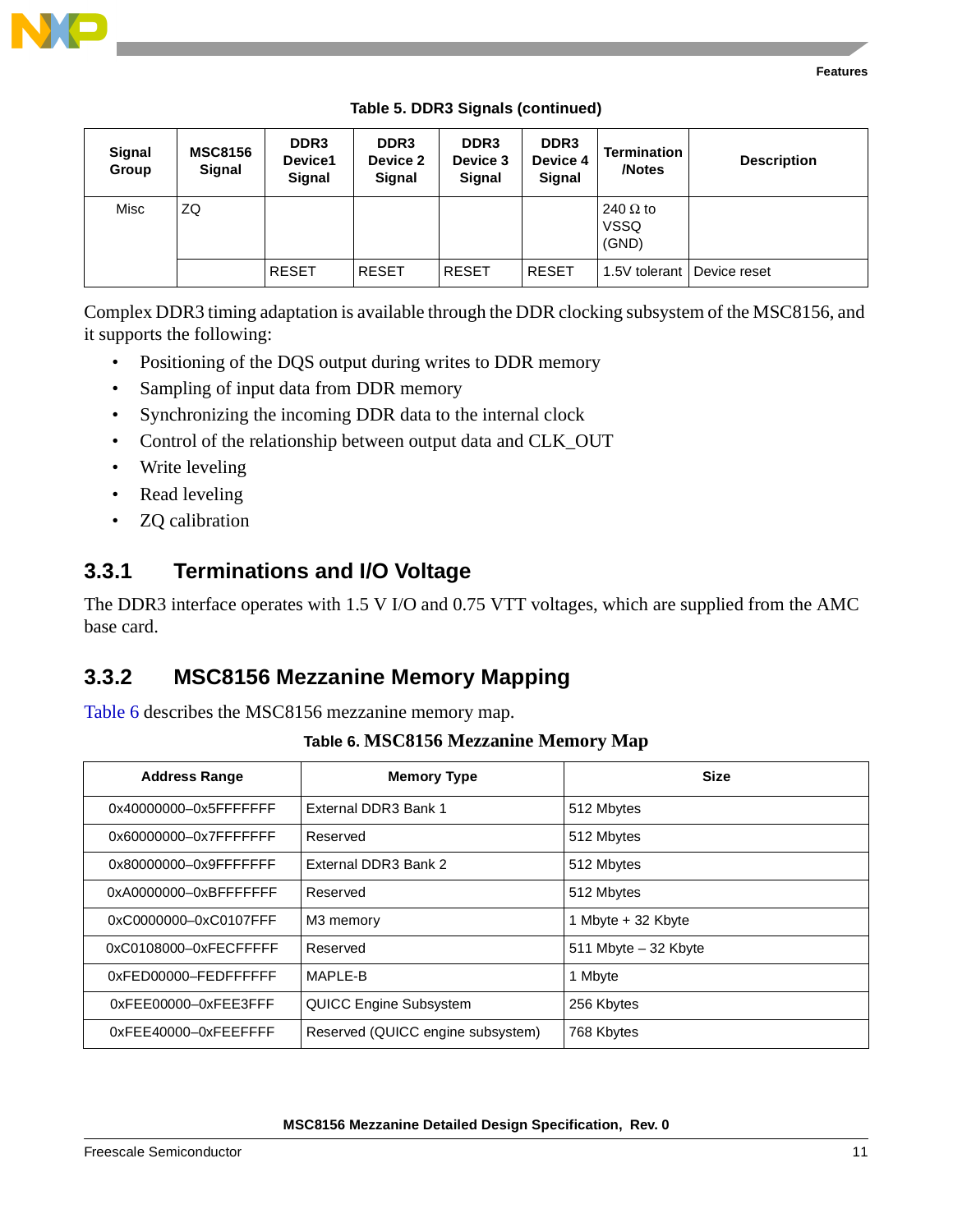**Table 5. DDR3 Signals (continued)**

| Signal Group | MSC8156 Signal | DDR3 Device1 Signal | DDR3 Device 2 Signal | DDR3 Device 3 Signal | DDR3 Device 4 Signal | Termination /Notes | Description |
|---|---|---|---|---|---|---|---|
| Misc | ZQ | | | | | 240 Ω to VSSQ (GND) | |
| | | RESET | RESET | RESET | RESET | 1.5V tolerant | Device reset |

Complex DDR3 timing adaptation is available through the DDR clocking subsystem of the MSC8156, and it supports the following:

- Positioning of the DQS output during writes to DDR memory
- Sampling of input data from DDR memory
- Synchronizing the incoming DDR data to the internal clock
- Control of the relationship between output data and CLK_OUT
- Write leveling
- Read leveling
- ZQ calibration

### 3.3.1 Terminations and I/O Voltage

The DDR3 interface operates with 1.5 V I/O and 0.75 VTT voltages, which are supplied from the AMC base card.

### 3.3.2 MSC8156 Mezzanine Memory Mapping

Table 6 describes the MSC8156 mezzanine memory map.

**Table 6. MSC8156 Mezzanine Memory Map**

| Address Range | Memory Type | Size |
|---|---|---|
| 0x40000000–0x5FFFFFFF | External DDR3 Bank 1 | 512 Mbytes |
| 0x60000000–0x7FFFFFFF | Reserved | 512 Mbytes |
| 0x80000000–0x9FFFFFFF | External DDR3 Bank 2 | 512 Mbytes |
| 0xA0000000–0xBFFFFFFF | Reserved | 512 Mbytes |
| 0xC0000000–0xC0107FFF | M3 memory | 1 Mbyte + 32 Kbyte |
| 0xC0108000–0xFECFFFFF | Reserved | 511 Mbyte – 32 Kbyte |
| 0xFED00000–FEDFFFFFF | MAPLE-B | 1 Mbyte |
| 0xFEE00000–0xFEE3FFF | QUICC Engine Subsystem | 256 Kbytes |
| 0xFEE40000–0xFEEFFFF | Reserved (QUICC engine subsystem) | 768 Kbytes |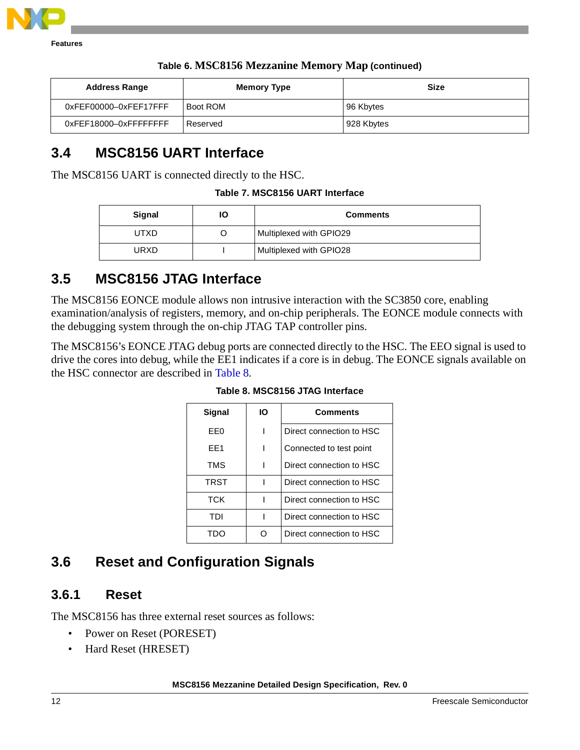**Table 6. MSC8156 Mezzanine Memory Map (continued)**

| Address Range | Memory Type | Size |
|---|---|---|
| 0xFEF00000–0xFEF17FFF | Boot ROM | 96 Kbytes |
| 0xFEF18000–0xFFFFFFFF | Reserved | 928 Kbytes |

## 3.4 MSC8156 UART Interface

The MSC8156 UART is connected directly to the HSC.

**Table 7. MSC8156 UART Interface**

| Signal | IO | Comments |
|---|---|---|
| UTXD | O | Multiplexed with GPIO29 |
| URXD | I | Multiplexed with GPIO28 |

## 3.5 MSC8156 JTAG Interface

The MSC8156 EONCE module allows non intrusive interaction with the SC3850 core, enabling examination/analysis of registers, memory, and on-chip peripherals. The EONCE module connects with the debugging system through the on-chip JTAG TAP controller pins.

The MSC8156's EONCE JTAG debug ports are connected directly to the HSC. The EEO signal is used to drive the cores into debug, while the EE1 indicates if a core is in debug. The EONCE signals available on the HSC connector are described in Table 8.

**Table 8. MSC8156 JTAG Interface**

| Signal | IO | Comments |
|---|---|---|
| EE0 | I | Direct connection to HSC |
| EE1 | I | Connected to test point |
| TMS | I | Direct connection to HSC |
| TRST | I | Direct connection to HSC |
| TCK | I | Direct connection to HSC |
| TDI | I | Direct connection to HSC |
| TDO | O | Direct connection to HSC |

## 3.6 Reset and Configuration Signals

### 3.6.1 Reset

The MSC8156 has three external reset sources as follows:

- Power on Reset (PORESET)
- Hard Reset (HRESET)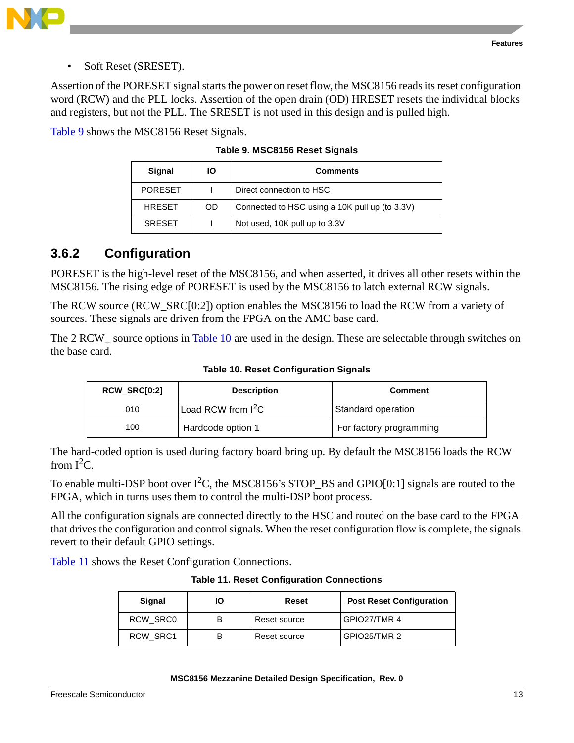- Soft Reset (SRESET).

Assertion of the PORESET signal starts the power on reset flow, the MSC8156 reads its reset configuration word (RCW) and the PLL locks. Assertion of the open drain (OD) HRESET resets the individual blocks and registers, but not the PLL. The SRESET is not used in this design and is pulled high.

Table 9 shows the MSC8156 Reset Signals.

**Table 9. MSC8156 Reset Signals**

| Signal | IO | Comments |
|---|---|---|
| PORESET | I | Direct connection to HSC |
| HRESET | OD | Connected to HSC using a 10K pull up (to 3.3V) |
| SRESET | I | Not used, 10K pull up to 3.3V |

### 3.6.2 Configuration

PORESET is the high-level reset of the MSC8156, and when asserted, it drives all other resets within the MSC8156. The rising edge of PORESET is used by the MSC8156 to latch external RCW signals.

The RCW source (RCW_SRC[0:2]) option enables the MSC8156 to load the RCW from a variety of sources. These signals are driven from the FPGA on the AMC base card.

The 2 RCW_ source options in Table 10 are used in the design. These are selectable through switches on the base card.

**Table 10. Reset Configuration Signals**

| RCW_SRC[0:2] | Description | Comment |
|---|---|---|
| 010 | Load RCW from $I^2C$ | Standard operation |
| 100 | Hardcode option 1 | For factory programming |

The hard-coded option is used during factory board bring up. By default the MSC8156 loads the RCW from $I^2C$.

To enable multi-DSP boot over $I^2C$, the MSC8156's STOP_BS and GPIO[0:1] signals are routed to the FPGA, which in turns uses them to control the multi-DSP boot process.

All the configuration signals are connected directly to the HSC and routed on the base card to the FPGA that drives the configuration and control signals. When the reset configuration flow is complete, the signals revert to their default GPIO settings.

Table 11 shows the Reset Configuration Connections.

**Table 11. Reset Configuration Connections**

| Signal | IO | Reset | Post Reset Configuration |
|---|---|---|---|
| RCW_SRC0 | B | Reset source | GPIO27/TMR 4 |
| RCW_SRC1 | B | Reset source | GPIO25/TMR 2 |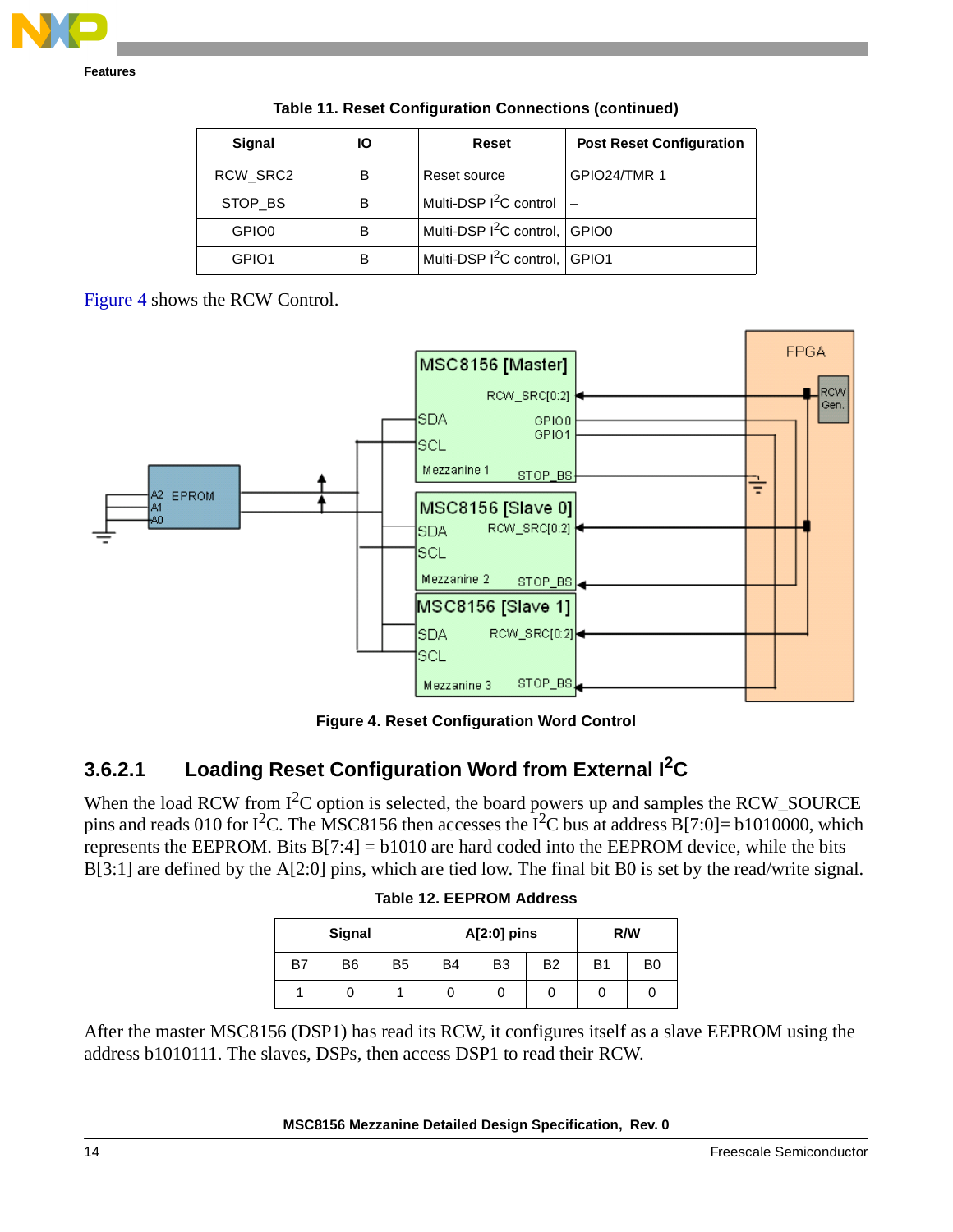Features

**Table 11. Reset Configuration Connections (continued)**

| Signal | IO | Reset | Post Reset Configuration |
|---|---|---|---|
| RCW_SRC2 | B | Reset source | GPIO24/TMR 1 |
| STOP_BS | B | Multi-DSP $I^2C$ control | – |
| GPIO0 | B | Multi-DSP $I^2C$ control, | GPIO0 |
| GPIO1 | B | Multi-DSP $I^2C$ control, | GPIO1 |

Figure 4 shows the RCW Control.

**Figure 4. Reset Configuration Word Control**

### 3.6.2.1 Loading Reset Configuration Word from External $I^2C$

When the load RCW from $I^2C$ option is selected, the board powers up and samples the RCW_SOURCE pins and reads 010 for $I^2C$. The MSC8156 then accesses the $I^2C$ bus at address B[7:0]= b1010000, which represents the EEPROM. Bits B[7:4] = b1010 are hard coded into the EEPROM device, while the bits B[3:1] are defined by the A[2:0] pins, which are tied low. The final bit B0 is set by the read/write signal.

**Table 12. EEPROM Address**

| Signal | | | A[2:0] pins | | | R/W | |
|---|---|---|---|---|---|---|---|
| B7 | B6 | B5 | B4 | B3 | B2 | B1 | B0 |
| 1 | 0 | 1 | 0 | 0 | 0 | 0 | 0 |

After the master MSC8156 (DSP1) has read its RCW, it configures itself as a slave EEPROM using the address b1010111. The slaves, DSPs, then access DSP1 to read their RCW.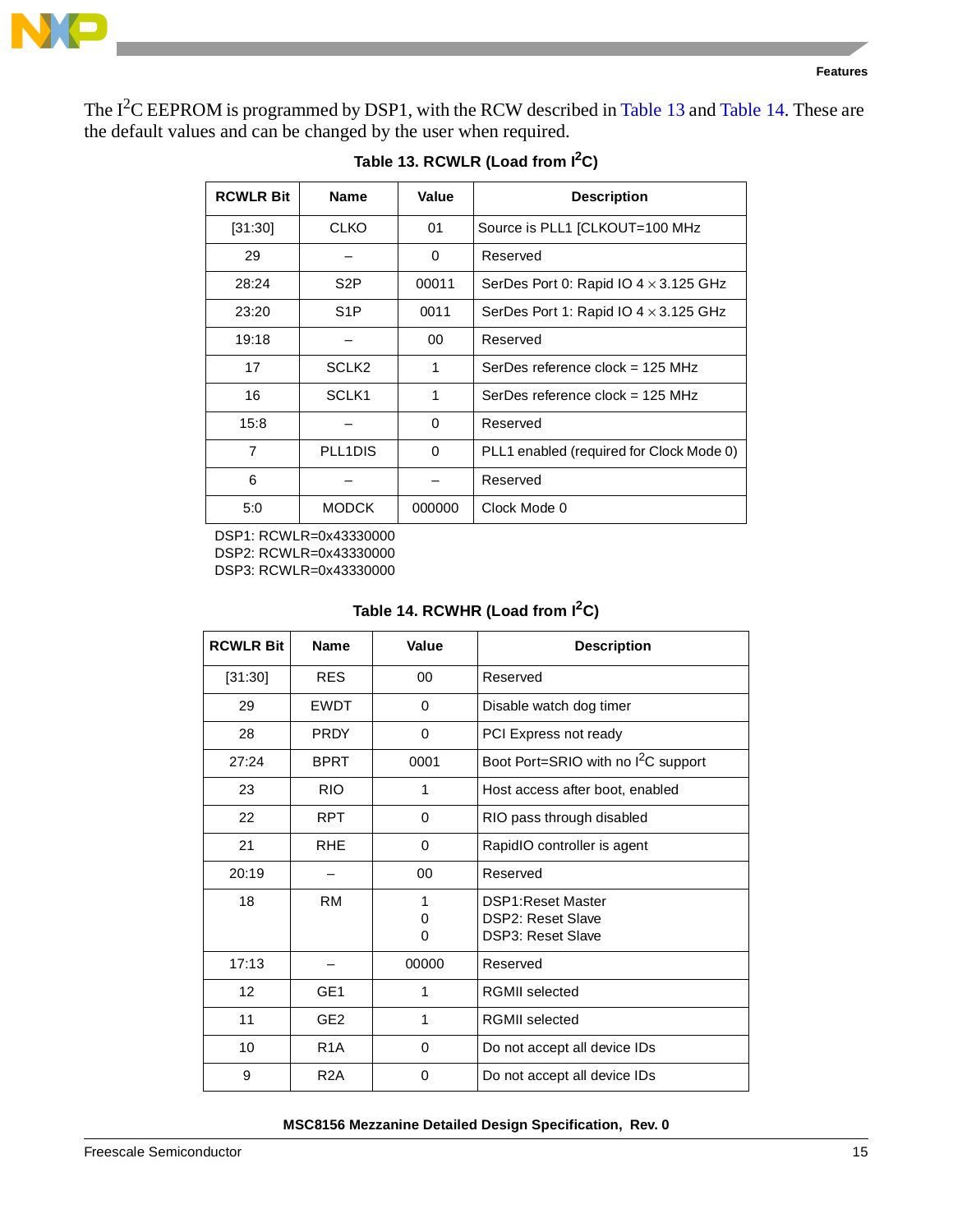The $I^2C$ EEPROM is programmed by DSP1, with the RCW described in Table 13 and Table 14. These are the default values and can be changed by the user when required.

**Table 13. RCWLR (Load from $I^2C$)**

| RCWLR Bit | Name | Value | Description |
|---|---|---|---|
| [31:30] | CLKO | 01 | Source is PLL1 [CLKOUT=100 MHz |
| 29 | – | 0 | Reserved |
| 28:24 | S2P | 00011 | SerDes Port 0: Rapid IO 4 × 3.125 GHz |
| 23:20 | S1P | 0011 | SerDes Port 1: Rapid IO 4 × 3.125 GHz |
| 19:18 | – | 00 | Reserved |
| 17 | SCLK2 | 1 | SerDes reference clock = 125 MHz |
| 16 | SCLK1 | 1 | SerDes reference clock = 125 MHz |
| 15:8 | – | 0 | Reserved |
| 7 | PLL1DIS | 0 | PLL1 enabled (required for Clock Mode 0) |
| 6 | – | – | Reserved |
| 5:0 | MODCK | 000000 | Clock Mode 0 |

DSP1: RCWLR=0x43330000
DSP2: RCWLR=0x43330000
DSP3: RCWLR=0x43330000

**Table 14. RCWHR (Load from $I^2C$)**

| RCWLR Bit | Name | Value | Description |
|---|---|---|---|
| [31:30] | RES | 00 | Reserved |
| 29 | EWDT | 0 | Disable watch dog timer |
| 28 | PRDY | 0 | PCI Express not ready |
| 27:24 | BPRT | 0001 | Boot Port=SRIO with no $I^2C$ support |
| 23 | RIO | 1 | Host access after boot, enabled |
| 22 | RPT | 0 | RIO pass through disabled |
| 21 | RHE | 0 | RapidIO controller is agent |
| 20:19 | – | 00 | Reserved |
| 18 | RM | 1<br>0<br>0 | DSP1:Reset Master<br>DSP2: Reset Slave<br>DSP3: Reset Slave |
| 17:13 | – | 00000 | Reserved |
| 12 | GE1 | 1 | RGMII selected |
| 11 | GE2 | 1 | RGMII selected |
| 10 | R1A | 0 | Do not accept all device IDs |
| 9 | R2A | 0 | Do not accept all device IDs |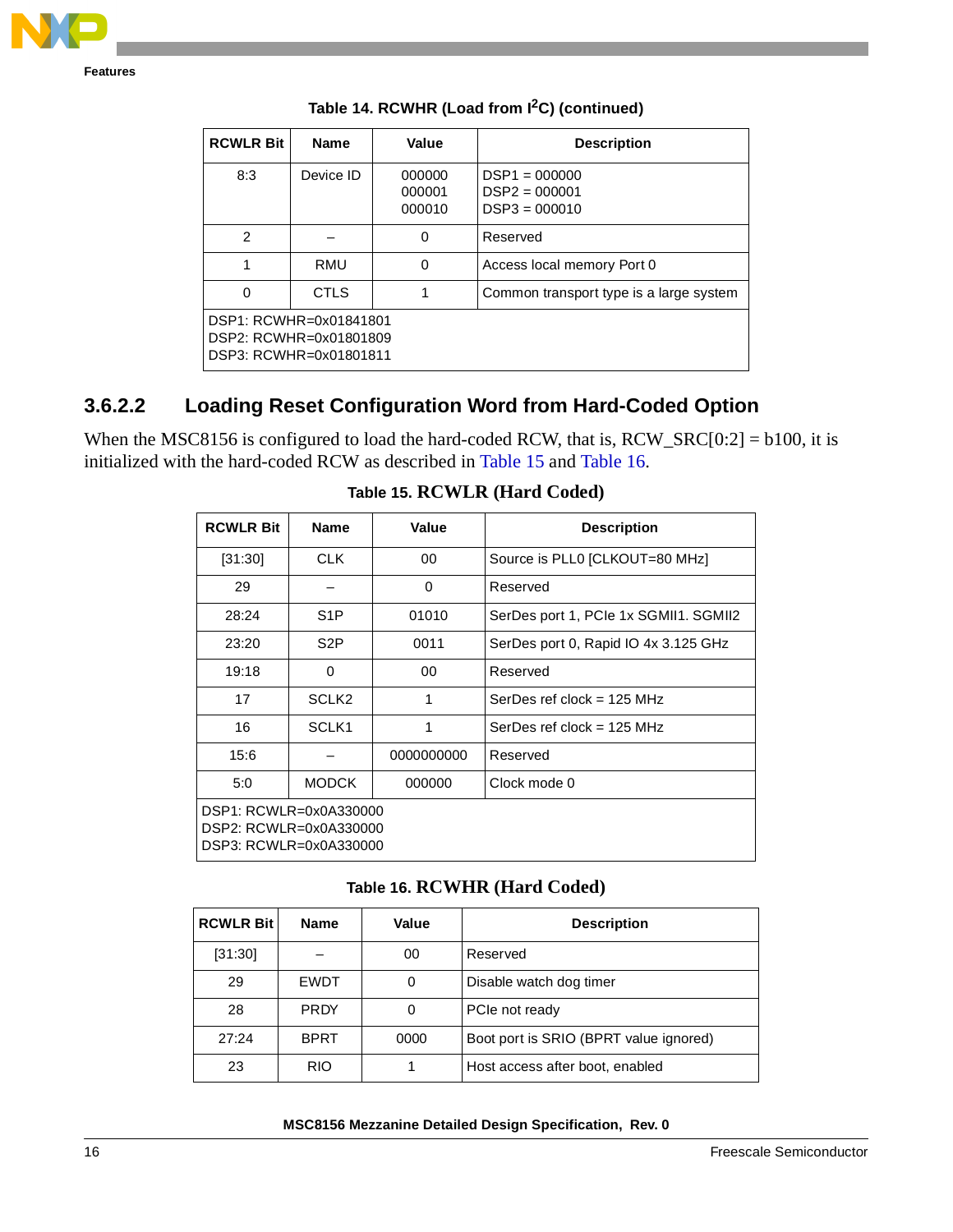**Table 14. RCWHR (Load from I²C) (continued)**

| RCWLR Bit | Name | Value | Description |
|---|---|---|---|
| 8:3 | Device ID | 000000<br>000001<br>000010 | DSP1 = 000000<br>DSP2 = 000001<br>DSP3 = 000010 |
| 2 | – | 0 | Reserved |
| 1 | RMU | 0 | Access local memory Port 0 |
| 0 | CTLS | 1 | Common transport type is a large system |
| DSP1: RCWHR=0x01841801<br>DSP2: RCWHR=0x01801809<br>DSP3: RCWHR=0x01801811 | | | |

### 3.6.2.2 Loading Reset Configuration Word from Hard-Coded Option

When the MSC8156 is configured to load the hard-coded RCW, that is, RCW_SRC[0:2] = b100, it is initialized with the hard-coded RCW as described in Table 15 and Table 16.

**Table 15. RCWLR (Hard Coded)**

| RCWLR Bit | Name | Value | Description |
|---|---|---|---|
| [31:30] | CLK | 00 | Source is PLL0 [CLKOUT=80 MHz] |
| 29 | – | 0 | Reserved |
| 28:24 | S1P | 01010 | SerDes port 1, PCIe 1x SGMII1. SGMII2 |
| 23:20 | S2P | 0011 | SerDes port 0, Rapid IO 4x 3.125 GHz |
| 19:18 | 0 | 00 | Reserved |
| 17 | SCLK2 | 1 | SerDes ref clock = 125 MHz |
| 16 | SCLK1 | 1 | SerDes ref clock = 125 MHz |
| 15:6 | – | 0000000000 | Reserved |
| 5:0 | MODCK | 000000 | Clock mode 0 |
| DSP1: RCWLR=0x0A330000<br>DSP2: RCWLR=0x0A330000<br>DSP3: RCWLR=0x0A330000 | | | |

**Table 16. RCWHR (Hard Coded)**

| RCWLR Bit | Name | Value | Description |
|---|---|---|---|
| [31:30] | – | 00 | Reserved |
| 29 | EWDT | 0 | Disable watch dog timer |
| 28 | PRDY | 0 | PCIe not ready |
| 27:24 | BPRT | 0000 | Boot port is SRIO (BPRT value ignored) |
| 23 | RIO | 1 | Host access after boot, enabled |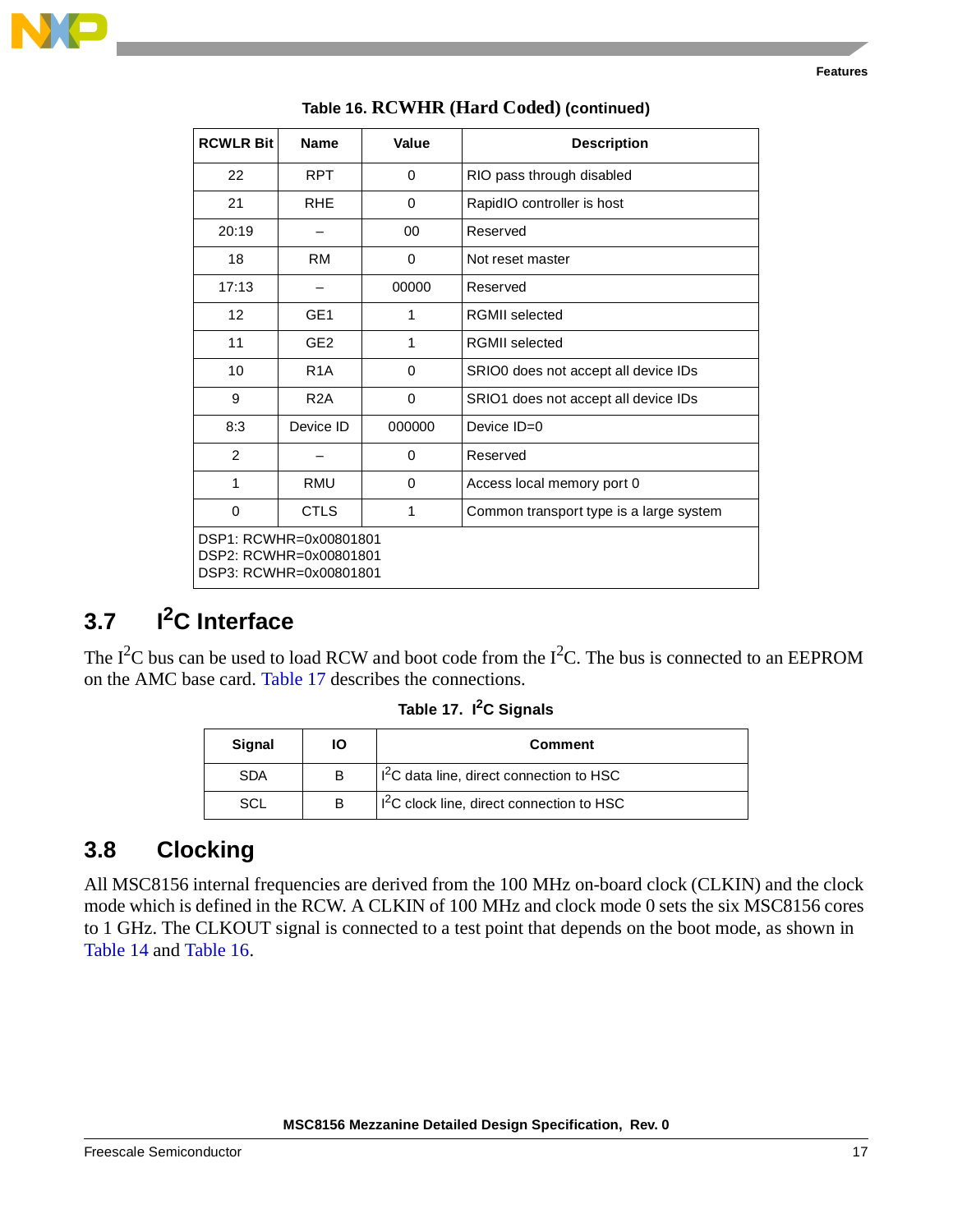**Table 16. RCWHR (Hard Coded) (continued)**

| RCWLR Bit | Name | Value | Description |
|---|---|---|---|
| 22 | RPT | 0 | RIO pass through disabled |
| 21 | RHE | 0 | RapidIO controller is host |
| 20:19 | – | 00 | Reserved |
| 18 | RM | 0 | Not reset master |
| 17:13 | – | 00000 | Reserved |
| 12 | GE1 | 1 | RGMII selected |
| 11 | GE2 | 1 | RGMII selected |
| 10 | R1A | 0 | SRIO0 does not accept all device IDs |
| 9 | R2A | 0 | SRIO1 does not accept all device IDs |
| 8:3 | Device ID | 000000 | Device ID=0 |
| 2 | – | 0 | Reserved |
| 1 | RMU | 0 | Access local memory port 0 |
| 0 | CTLS | 1 | Common transport type is a large system |
| DSP1: RCWHR=0x00801801<br>DSP2: RCWHR=0x00801801<br>DSP3: RCWHR=0x00801801 | | | |

## 3.7 I$^2$C Interface

The I$^2$C bus can be used to load RCW and boot code from the I$^2$C. The bus is connected to an EEPROM on the AMC base card. Table 17 describes the connections.

**Table 17. I$^2$C Signals**

| Signal | IO | Comment |
|---|---|---|
| SDA | B | I$^2$C data line, direct connection to HSC |
| SCL | B | I$^2$C clock line, direct connection to HSC |

## 3.8 Clocking

All MSC8156 internal frequencies are derived from the 100 MHz on-board clock (CLKIN) and the clock mode which is defined in the RCW. A CLKIN of 100 MHz and clock mode 0 sets the six MSC8156 cores to 1 GHz. The CLKOUT signal is connected to a test point that depends on the boot mode, as shown in Table 14 and Table 16.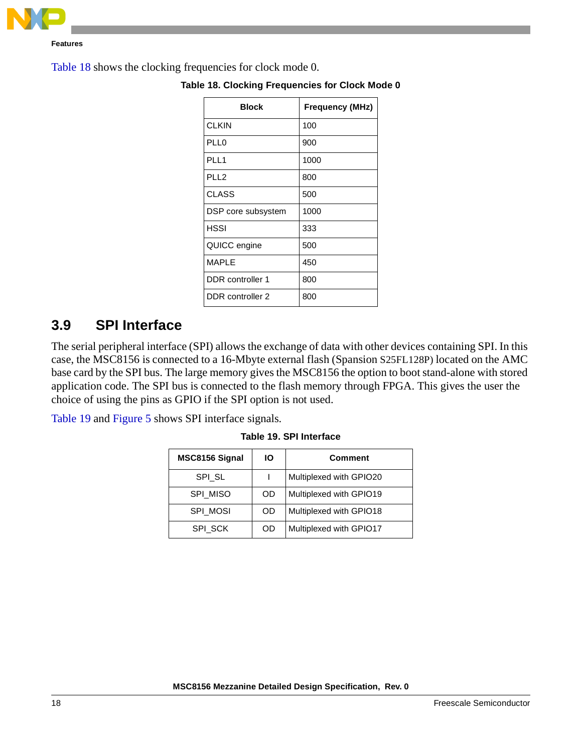Table 18 shows the clocking frequencies for clock mode 0.

**Table 18. Clocking Frequencies for Clock Mode 0**

| Block | Frequency (MHz) |
|---|---|
| CLKIN | 100 |
| PLL0 | 900 |
| PLL1 | 1000 |
| PLL2 | 800 |
| CLASS | 500 |
| DSP core subsystem | 1000 |
| HSSI | 333 |
| QUICC engine | 500 |
| MAPLE | 450 |
| DDR controller 1 | 800 |
| DDR controller 2 | 800 |

## 3.9 SPI Interface

The serial peripheral interface (SPI) allows the exchange of data with other devices containing SPI. In this case, the MSC8156 is connected to a 16-Mbyte external flash (Spansion S25FL128P) located on the AMC base card by the SPI bus. The large memory gives the MSC8156 the option to boot stand-alone with stored application code. The SPI bus is connected to the flash memory through FPGA. This gives the user the choice of using the pins as GPIO if the SPI option is not used.

Table 19 and Figure 5 shows SPI interface signals.

**Table 19. SPI Interface**

| MSC8156 Signal | IO | Comment |
|---|---|---|
| SPI_SL | I | Multiplexed with GPIO20 |
| SPI_MISO | OD | Multiplexed with GPIO19 |
| SPI_MOSI | OD | Multiplexed with GPIO18 |
| SPI_SCK | OD | Multiplexed with GPIO17 |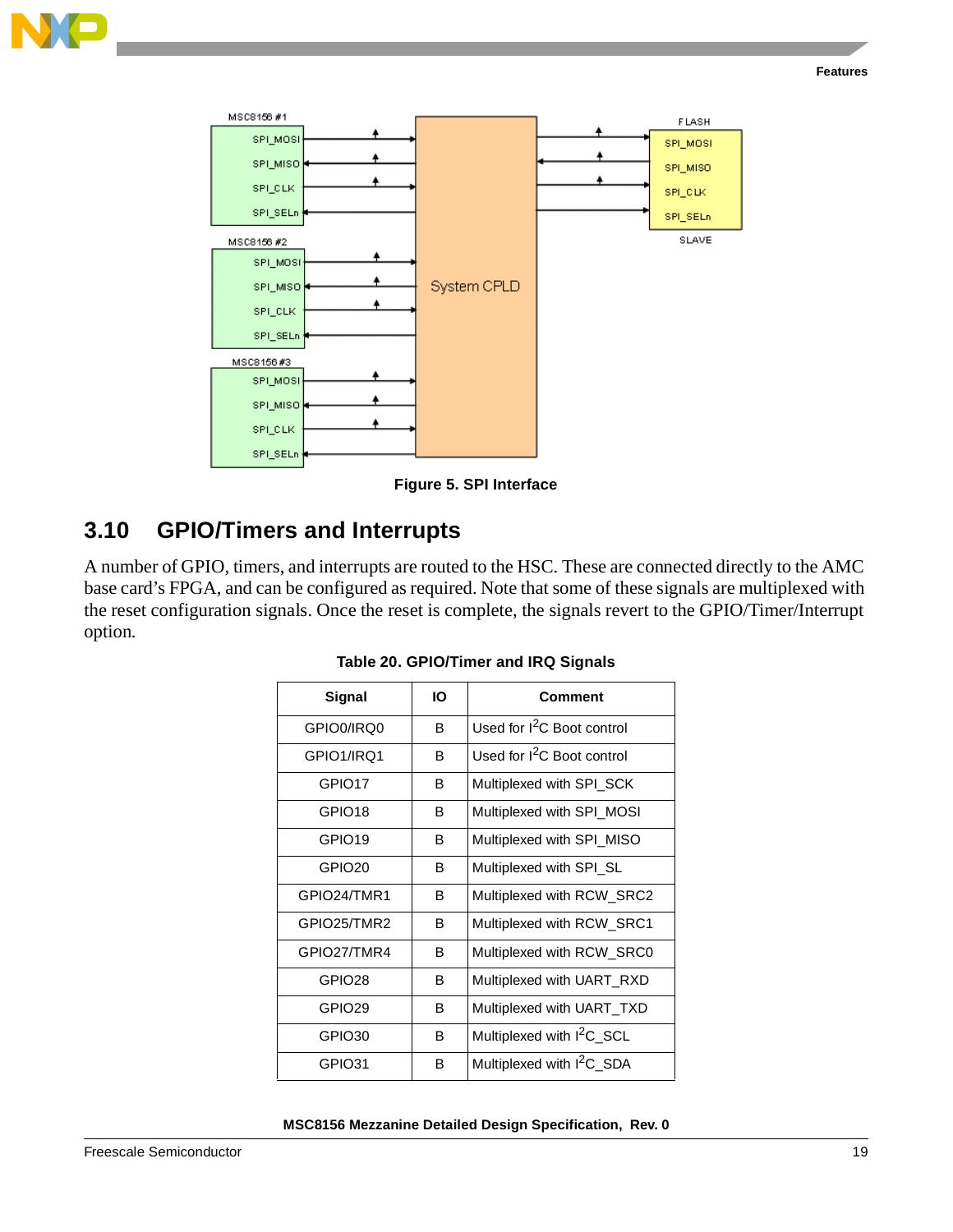Figure 5. SPI Interface

## 3.10 GPIO/Timers and Interrupts

A number of GPIO, timers, and interrupts are routed to the HSC. These are connected directly to the AMC base card's FPGA, and can be configured as required. Note that some of these signals are multiplexed with the reset configuration signals. Once the reset is complete, the signals revert to the GPIO/Timer/Interrupt option.

**Table 20. GPIO/Timer and IRQ Signals**

| Signal | IO | Comment |
|---|---|---|
| GPIO0/IRQ0 | B | Used for $I^2C$ Boot control |
| GPIO1/IRQ1 | B | Used for $I^2C$ Boot control |
| GPIO17 | B | Multiplexed with SPI_SCK |
| GPIO18 | B | Multiplexed with SPI_MOSI |
| GPIO19 | B | Multiplexed with SPI_MISO |
| GPIO20 | B | Multiplexed with SPI_SL |
| GPIO24/TMR1 | B | Multiplexed with RCW_SRC2 |
| GPIO25/TMR2 | B | Multiplexed with RCW_SRC1 |
| GPIO27/TMR4 | B | Multiplexed with RCW_SRC0 |
| GPIO28 | B | Multiplexed with UART_RXD |
| GPIO29 | B | Multiplexed with UART_TXD |
| GPIO30 | B | Multiplexed with $I^2C$_SCL |
| GPIO31 | B | Multiplexed with $I^2C$_SDA |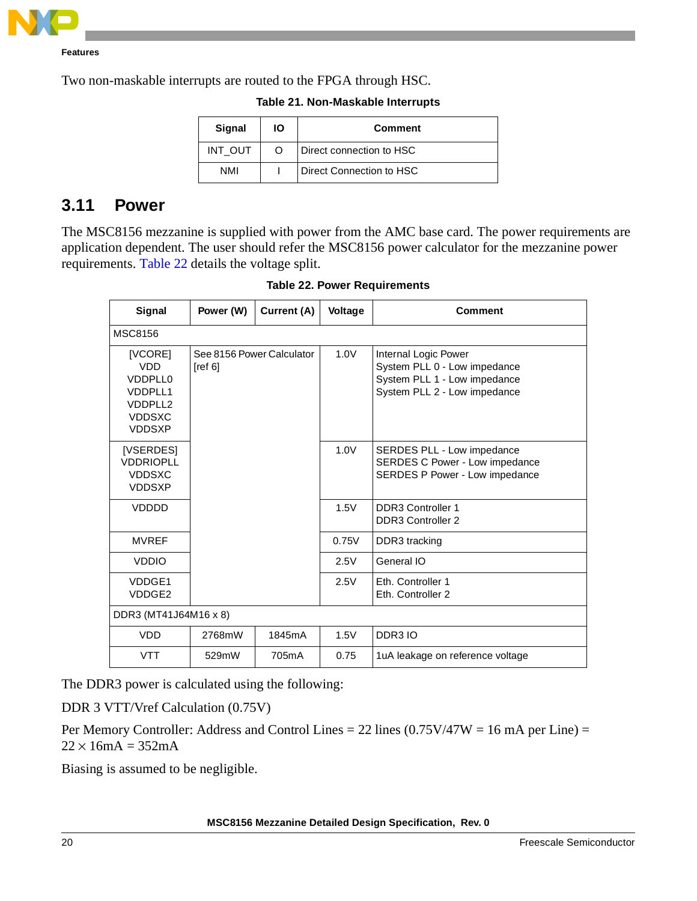Two non-maskable interrupts are routed to the FPGA through HSC.

**Table 21. Non-Maskable Interrupts**

| Signal | IO | Comment |
|---|---|---|
| INT_OUT | O | Direct connection to HSC |
| NMI | I | Direct Connection to HSC |

## 3.11 Power

The MSC8156 mezzanine is supplied with power from the AMC base card. The power requirements are application dependent. The user should refer the MSC8156 power calculator for the mezzanine power requirements. Table 22 details the voltage split.

**Table 22. Power Requirements**

| Signal | Power (W) | Current (A) | Voltage | Comment |
|---|---|---|---|---|
| MSC8156 | | | | |
| [VCORE]<br>VDD<br>VDDPLL0<br>VDDPLL1<br>VDDPLL2<br>VDDSXC<br>VDDSXP | See 8156 Power Calculator [ref 6] | | 1.0V | Internal Logic Power<br>System PLL 0 - Low impedance<br>System PLL 1 - Low impedance<br>System PLL 2 - Low impedance |
| [VSERDES]<br>VDDRIOPLL<br>VDDSXC<br>VDDSXP | | | 1.0V | SERDES PLL - Low impedance<br>SERDES C Power - Low impedance<br>SERDES P Power - Low impedance |
| VDDDD | | | 1.5V | DDR3 Controller 1<br>DDR3 Controller 2 |
| MVREF | | | 0.75V | DDR3 tracking |
| VDDIO | | | 2.5V | General IO |
| VDDGE1<br>VDDGE2 | | | 2.5V | Eth. Controller 1<br>Eth. Controller 2 |
| DDR3 (MT41J64M16 x 8) | | | | |
| VDD | 2768mW | 1845mA | 1.5V | DDR3 IO |
| VTT | 529mW | 705mA | 0.75 | 1uA leakage on reference voltage |

The DDR3 power is calculated using the following:

DDR 3 VTT/Vref Calculation (0.75V)

Per Memory Controller: Address and Control Lines = 22 lines (0.75V/47W = 16 mA per Line) = $22 \times 16\text{mA} = 352\text{mA}$

Biasing is assumed to be negligible.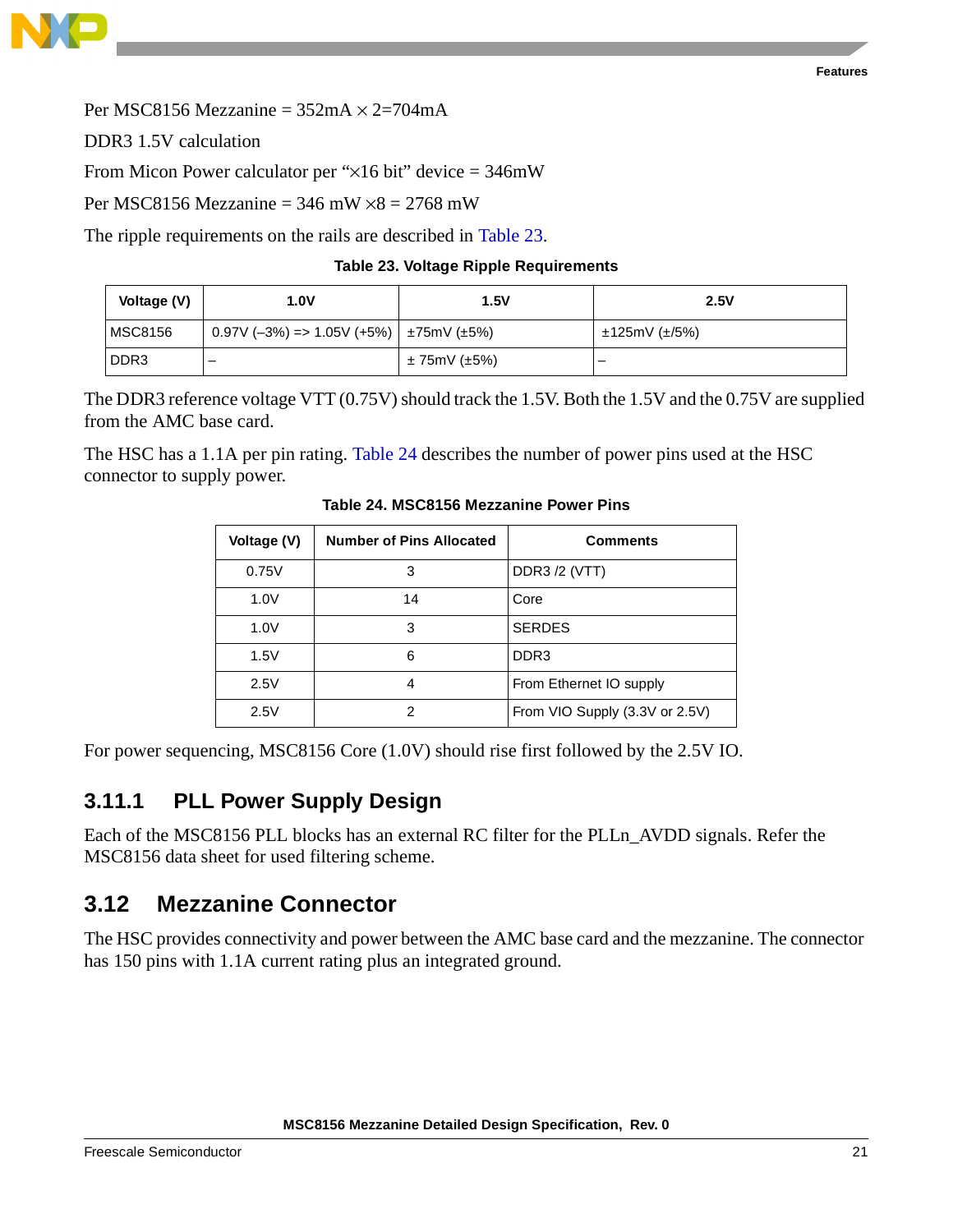Per MSC8156 Mezzanine = 352mA × 2=704mA

DDR3 1.5V calculation

From Micon Power calculator per “×16 bit” device = 346mW

Per MSC8156 Mezzanine = 346 mW ×8 = 2768 mW

The ripple requirements on the rails are described in Table 23.

**Table 23. Voltage Ripple Requirements**

| Voltage (V) | 1.0V | 1.5V | 2.5V |
|---|---|---|---|
| MSC8156 | 0.97V (–3%) => 1.05V (+5%) | ±75mV (±5%) | ±125mV (±/5%) |
| DDR3 | – | ± 75mV (±5%) | – |

The DDR3 reference voltage VTT (0.75V) should track the 1.5V. Both the 1.5V and the 0.75V are supplied from the AMC base card.

The HSC has a 1.1A per pin rating. Table 24 describes the number of power pins used at the HSC connector to supply power.

**Table 24. MSC8156 Mezzanine Power Pins**

| Voltage (V) | Number of Pins Allocated | Comments |
|---|---|---|
| 0.75V | 3 | DDR3 /2 (VTT) |
| 1.0V | 14 | Core |
| 1.0V | 3 | SERDES |
| 1.5V | 6 | DDR3 |
| 2.5V | 4 | From Ethernet IO supply |
| 2.5V | 2 | From VIO Supply (3.3V or 2.5V) |

For power sequencing, MSC8156 Core (1.0V) should rise first followed by the 2.5V IO.

### 3.11.1 PLL Power Supply Design

Each of the MSC8156 PLL blocks has an external RC filter for the PLLn_AVDD signals. Refer the MSC8156 data sheet for used filtering scheme.

## 3.12 Mezzanine Connector

The HSC provides connectivity and power between the AMC base card and the mezzanine. The connector has 150 pins with 1.1A current rating plus an integrated ground.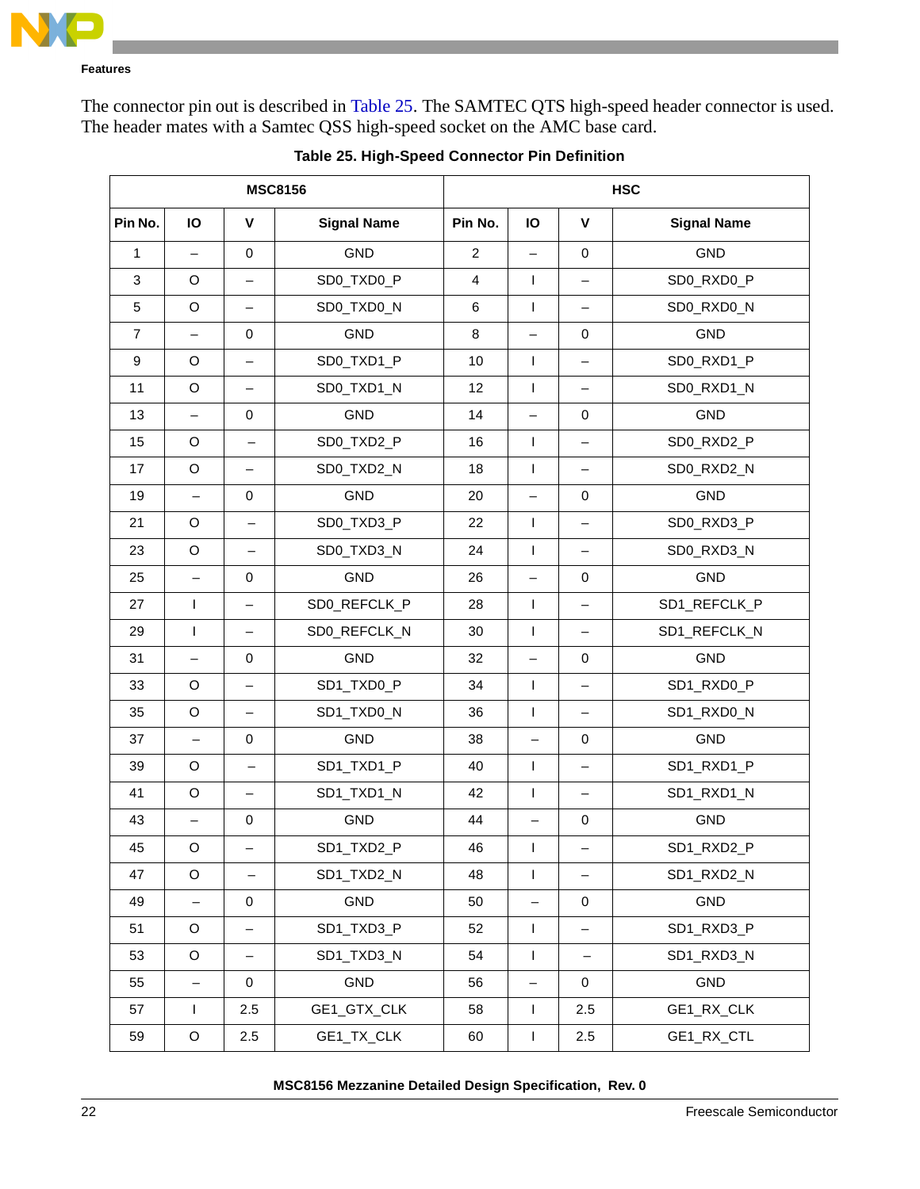The connector pin out is described in Table 25. The SAMTEC QTS high-speed header connector is used. The header mates with a Samtec QSS high-speed socket on the AMC base card.

**Table 25. High-Speed Connector Pin Definition**

| MSC8156 | | | | HSC | | | |
|---|---|---|---|---|---|---|---|
| Pin No. | IO | V | Signal Name | Pin No. | IO | V | Signal Name |
| 1 | – | 0 | GND | 2 | – | 0 | GND |
| 3 | O | – | SD0_TXD0_P | 4 | I | – | SD0_RXD0_P |
| 5 | O | – | SD0_TXD0_N | 6 | I | – | SD0_RXD0_N |
| 7 | – | 0 | GND | 8 | – | 0 | GND |
| 9 | O | – | SD0_TXD1_P | 10 | I | – | SD0_RXD1_P |
| 11 | O | – | SD0_TXD1_N | 12 | I | – | SD0_RXD1_N |
| 13 | – | 0 | GND | 14 | – | 0 | GND |
| 15 | O | – | SD0_TXD2_P | 16 | I | – | SD0_RXD2_P |
| 17 | O | – | SD0_TXD2_N | 18 | I | – | SD0_RXD2_N |
| 19 | – | 0 | GND | 20 | – | 0 | GND |
| 21 | O | – | SD0_TXD3_P | 22 | I | – | SD0_RXD3_P |
| 23 | O | – | SD0_TXD3_N | 24 | I | – | SD0_RXD3_N |
| 25 | – | 0 | GND | 26 | – | 0 | GND |
| 27 | I | – | SD0_REFCLK_P | 28 | I | – | SD1_REFCLK_P |
| 29 | I | – | SD0_REFCLK_N | 30 | I | – | SD1_REFCLK_N |
| 31 | – | 0 | GND | 32 | – | 0 | GND |
| 33 | O | – | SD1_TXD0_P | 34 | I | – | SD1_RXD0_P |
| 35 | O | – | SD1_TXD0_N | 36 | I | – | SD1_RXD0_N |
| 37 | – | 0 | GND | 38 | – | 0 | GND |
| 39 | O | – | SD1_TXD1_P | 40 | I | – | SD1_RXD1_P |
| 41 | O | – | SD1_TXD1_N | 42 | I | – | SD1_RXD1_N |
| 43 | – | 0 | GND | 44 | – | 0 | GND |
| 45 | O | – | SD1_TXD2_P | 46 | I | – | SD1_RXD2_P |
| 47 | O | – | SD1_TXD2_N | 48 | I | – | SD1_RXD2_N |
| 49 | – | 0 | GND | 50 | – | 0 | GND |
| 51 | O | – | SD1_TXD3_P | 52 | I | – | SD1_RXD3_P |
| 53 | O | – | SD1_TXD3_N | 54 | I | – | SD1_RXD3_N |
| 55 | – | 0 | GND | 56 | – | 0 | GND |
| 57 | I | 2.5 | GE1_GTX_CLK | 58 | I | 2.5 | GE1_RX_CLK |
| 59 | O | 2.5 | GE1_TX_CLK | 60 | I | 2.5 | GE1_RX_CTL |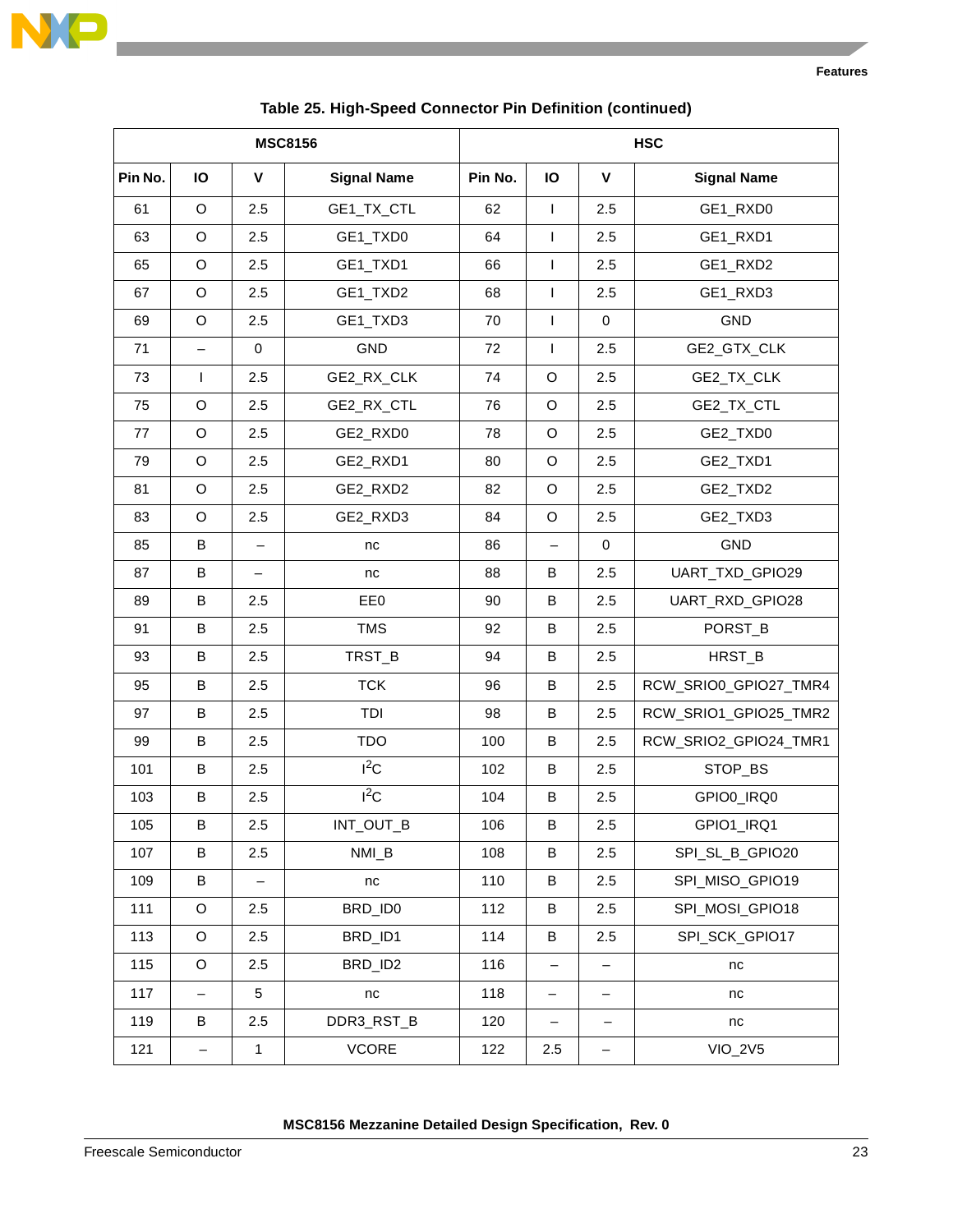**Table 25. High-Speed Connector Pin Definition (continued)**

| MSC8156 | | | | HSC | | | |
|---|---|---|---|---|---|---|---|
| Pin No. | IO | V | Signal Name | Pin No. | IO | V | Signal Name |
| 61 | O | 2.5 | GE1_TX_CTL | 62 | I | 2.5 | GE1_RXD0 |
| 63 | O | 2.5 | GE1_TXD0 | 64 | I | 2.5 | GE1_RXD1 |
| 65 | O | 2.5 | GE1_TXD1 | 66 | I | 2.5 | GE1_RXD2 |
| 67 | O | 2.5 | GE1_TXD2 | 68 | I | 2.5 | GE1_RXD3 |
| 69 | O | 2.5 | GE1_TXD3 | 70 | I | 0 | GND |
| 71 | – | 0 | GND | 72 | I | 2.5 | GE2_GTX_CLK |
| 73 | I | 2.5 | GE2_RX_CLK | 74 | O | 2.5 | GE2_TX_CLK |
| 75 | O | 2.5 | GE2_RX_CTL | 76 | O | 2.5 | GE2_TX_CTL |
| 77 | O | 2.5 | GE2_RXD0 | 78 | O | 2.5 | GE2_TXD0 |
| 79 | O | 2.5 | GE2_RXD1 | 80 | O | 2.5 | GE2_TXD1 |
| 81 | O | 2.5 | GE2_RXD2 | 82 | O | 2.5 | GE2_TXD2 |
| 83 | O | 2.5 | GE2_RXD3 | 84 | O | 2.5 | GE2_TXD3 |
| 85 | B | – | nc | 86 | – | 0 | GND |
| 87 | B | – | nc | 88 | B | 2.5 | UART_TXD_GPIO29 |
| 89 | B | 2.5 | EE0 | 90 | B | 2.5 | UART_RXD_GPIO28 |
| 91 | B | 2.5 | TMS | 92 | B | 2.5 | PORST_B |
| 93 | B | 2.5 | TRST_B | 94 | B | 2.5 | HRST_B |
| 95 | B | 2.5 | TCK | 96 | B | 2.5 | RCW_SRIO0_GPIO27_TMR4 |
| 97 | B | 2.5 | TDI | 98 | B | 2.5 | RCW_SRIO1_GPIO25_TMR2 |
| 99 | B | 2.5 | TDO | 100 | B | 2.5 | RCW_SRIO2_GPIO24_TMR1 |
| 101 | B | 2.5 | $I^2C$ | 102 | B | 2.5 | STOP_BS |
| 103 | B | 2.5 | $I^2C$ | 104 | B | 2.5 | GPIO0_IRQ0 |
| 105 | B | 2.5 | INT_OUT_B | 106 | B | 2.5 | GPIO1_IRQ1 |
| 107 | B | 2.5 | NMI_B | 108 | B | 2.5 | SPI_SL_B_GPIO20 |
| 109 | B | – | nc | 110 | B | 2.5 | SPI_MISO_GPIO19 |
| 111 | O | 2.5 | BRD_ID0 | 112 | B | 2.5 | SPI_MOSI_GPIO18 |
| 113 | O | 2.5 | BRD_ID1 | 114 | B | 2.5 | SPI_SCK_GPIO17 |
| 115 | O | 2.5 | BRD_ID2 | 116 | – | – | nc |
| 117 | – | 5 | nc | 118 | – | – | nc |
| 119 | B | 2.5 | DDR3_RST_B | 120 | – | – | nc |
| 121 | – | 1 | VCORE | 122 | 2.5 | – | VIO_2V5 |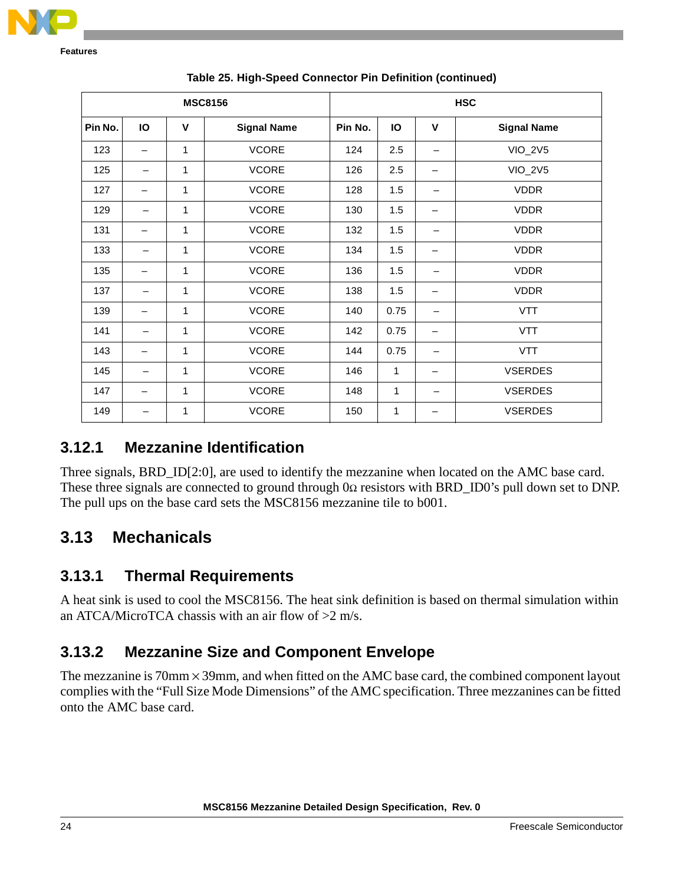Table 25. High-Speed Connector Pin Definition (continued)

| MSC8156 | | | | HSC | | | |
|---|---|---|---|---|---|---|---|
| Pin No. | IO | V | Signal Name | Pin No. | IO | V | Signal Name |
| 123 | – | 1 | VCORE | 124 | 2.5 | – | VIO_2V5 |
| 125 | – | 1 | VCORE | 126 | 2.5 | – | VIO_2V5 |
| 127 | – | 1 | VCORE | 128 | 1.5 | – | VDDR |
| 129 | – | 1 | VCORE | 130 | 1.5 | – | VDDR |
| 131 | – | 1 | VCORE | 132 | 1.5 | – | VDDR |
| 133 | – | 1 | VCORE | 134 | 1.5 | – | VDDR |
| 135 | – | 1 | VCORE | 136 | 1.5 | – | VDDR |
| 137 | – | 1 | VCORE | 138 | 1.5 | – | VDDR |
| 139 | – | 1 | VCORE | 140 | 0.75 | – | VTT |
| 141 | – | 1 | VCORE | 142 | 0.75 | – | VTT |
| 143 | – | 1 | VCORE | 144 | 0.75 | – | VTT |
| 145 | – | 1 | VCORE | 146 | 1 | – | VSERDES |
| 147 | – | 1 | VCORE | 148 | 1 | – | VSERDES |
| 149 | – | 1 | VCORE | 150 | 1 | – | VSERDES |

### 3.12.1 Mezzanine Identification

Three signals, BRD_ID[2:0], are used to identify the mezzanine when located on the AMC base card. These three signals are connected to ground through 0Ω resistors with BRD_ID0's pull down set to DNP. The pull ups on the base card sets the MSC8156 mezzanine tile to b001.

## 3.13 Mechanicals

### 3.13.1 Thermal Requirements

A heat sink is used to cool the MSC8156. The heat sink definition is based on thermal simulation within an ATCA/MicroTCA chassis with an air flow of >2 m/s.

### 3.13.2 Mezzanine Size and Component Envelope

The mezzanine is 70mm × 39mm, and when fitted on the AMC base card, the combined component layout complies with the "Full Size Mode Dimensions" of the AMC specification. Three mezzanines can be fitted onto the AMC base card.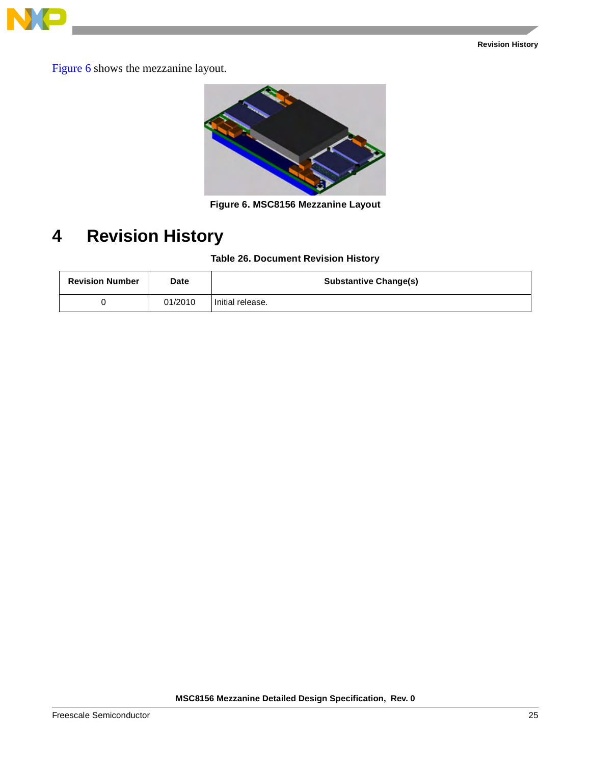Figure 6 shows the mezzanine layout.

Figure 6. MSC8156 Mezzanine Layout

# 4 Revision History

Table 26. Document Revision History

| Revision Number | Date | Substantive Change(s) |
|---|---|---|
| 0 | 01/2010 | Initial release. |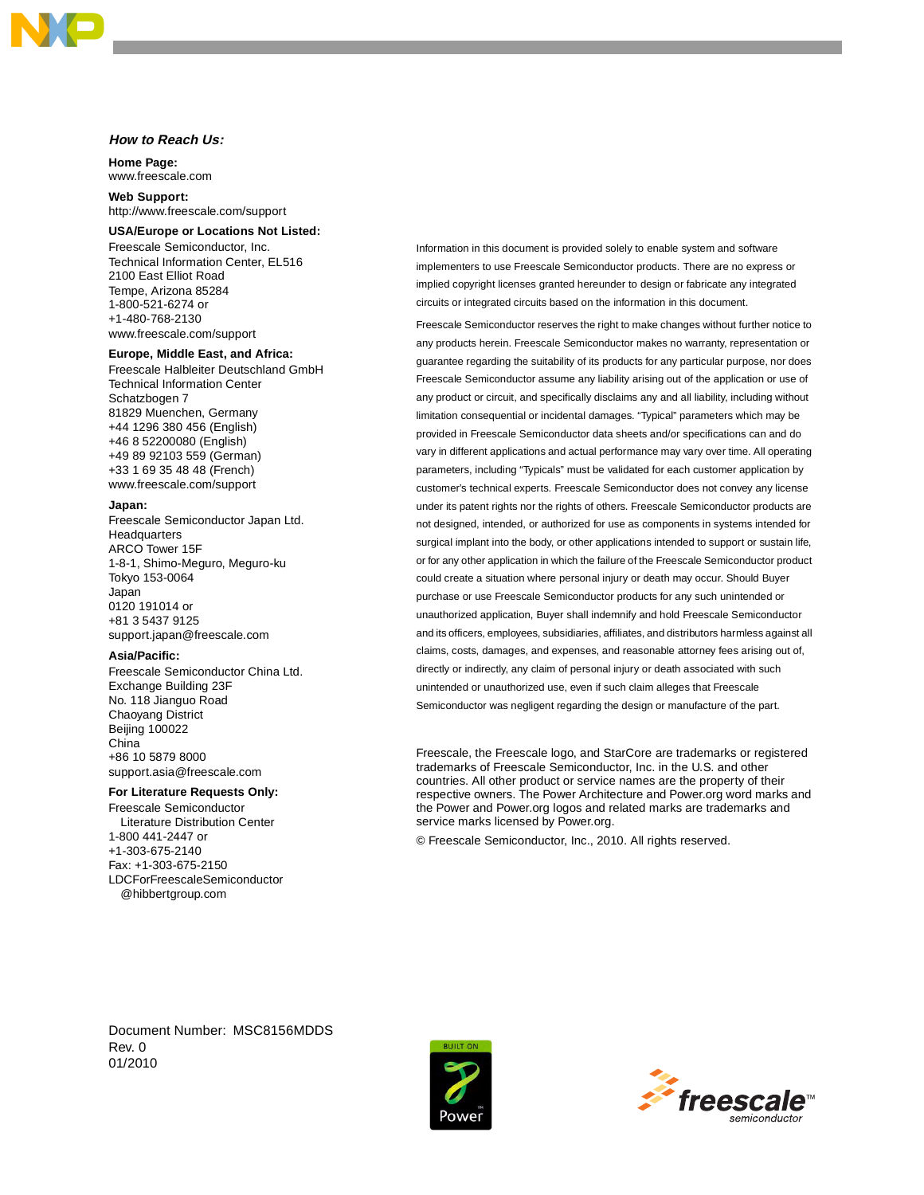***How to Reach Us:***

**Home Page:**
www.freescale.com

**Web Support:**
http://www.freescale.com/support

**USA/Europe or Locations Not Listed:**
Freescale Semiconductor, Inc.
Technical Information Center, EL516
2100 East Elliot Road
Tempe, Arizona 85284
1-800-521-6274 or
+1-480-768-2130
www.freescale.com/support

**Europe, Middle East, and Africa:**
Freescale Halbleiter Deutschland GmbH
Technical Information Center
Schatzbogen 7
81829 Muenchen, Germany
+44 1296 380 456 (English)
+46 8 52200080 (English)
+49 89 92103 559 (German)
+33 1 69 35 48 48 (French)
www.freescale.com/support

**Japan:**
Freescale Semiconductor Japan Ltd.
Headquarters
ARCO Tower 15F
1-8-1, Shimo-Meguro, Meguro-ku
Tokyo 153-0064
Japan
0120 191014 or
+81 3 5437 9125
support.japan@freescale.com

**Asia/Pacific:**
Freescale Semiconductor China Ltd.
Exchange Building 23F
No. 118 Jianguo Road
Chaoyang District
Beijing 100022
China
+86 10 5879 8000
support.asia@freescale.com

**For Literature Requests Only:**
Freescale Semiconductor
Literature Distribution Center
1-800 441-2447 or
+1-303-675-2140
Fax: +1-303-675-2150
LDCForFreescaleSemiconductor
@hibbertgroup.com

Information in this document is provided solely to enable system and software implementers to use Freescale Semiconductor products. There are no express or implied copyright licenses granted hereunder to design or fabricate any integrated circuits or integrated circuits based on the information in this document.

Freescale Semiconductor reserves the right to make changes without further notice to any products herein. Freescale Semiconductor makes no warranty, representation or guarantee regarding the suitability of its products for any particular purpose, nor does Freescale Semiconductor assume any liability arising out of the application or use of any product or circuit, and specifically disclaims any and all liability, including without limitation consequential or incidental damages. "Typical" parameters which may be provided in Freescale Semiconductor data sheets and/or specifications can and do vary in different applications and actual performance may vary over time. All operating parameters, including "Typicals" must be validated for each customer application by customer's technical experts. Freescale Semiconductor does not convey any license under its patent rights nor the rights of others. Freescale Semiconductor products are not designed, intended, or authorized for use as components in systems intended for surgical implant into the body, or other applications intended to support or sustain life, or for any other application in which the failure of the Freescale Semiconductor product could create a situation where personal injury or death may occur. Should Buyer purchase or use Freescale Semiconductor products for any such unintended or unauthorized application, Buyer shall indemnify and hold Freescale Semiconductor and its officers, employees, subsidiaries, affiliates, and distributors harmless against all claims, costs, damages, and expenses, and reasonable attorney fees arising out of, directly or indirectly, any claim of personal injury or death associated with such unintended or unauthorized use, even if such claim alleges that Freescale Semiconductor was negligent regarding the design or manufacture of the part.

Freescale, the Freescale logo, and StarCore are trademarks or registered trademarks of Freescale Semiconductor, Inc. in the U.S. and other countries. All other product or service names are the property of their respective owners. The Power Architecture and Power.org word marks and the Power and Power.org logos and related marks are trademarks and service marks licensed by Power.org.

© Freescale Semiconductor, Inc., 2010. All rights reserved.

Document Number: MSC8156MDDS
Rev. 0
01/2010